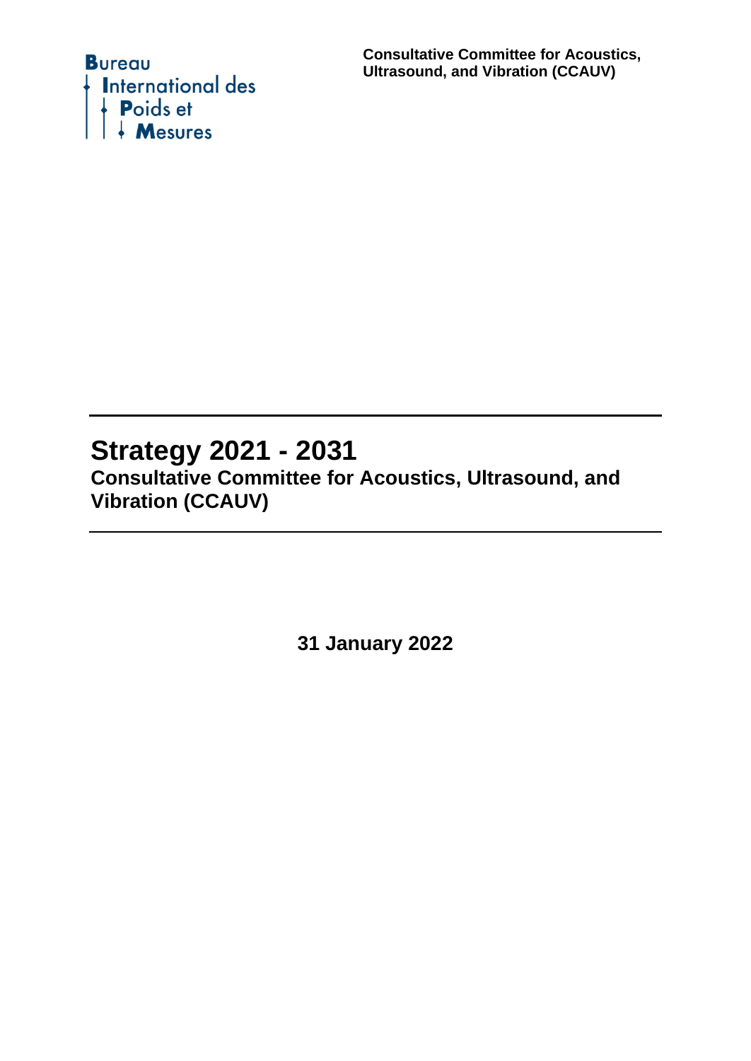Bureau International des Poids et Mesures

**Consultative Committee for Acoustics, Ultrasound, and Vibration (CCAUV)**

# Strategy 2021 - 2031

## Consultative Committee for Acoustics, Ultrasound, and Vibration (CCAUV)

**31 January 2022**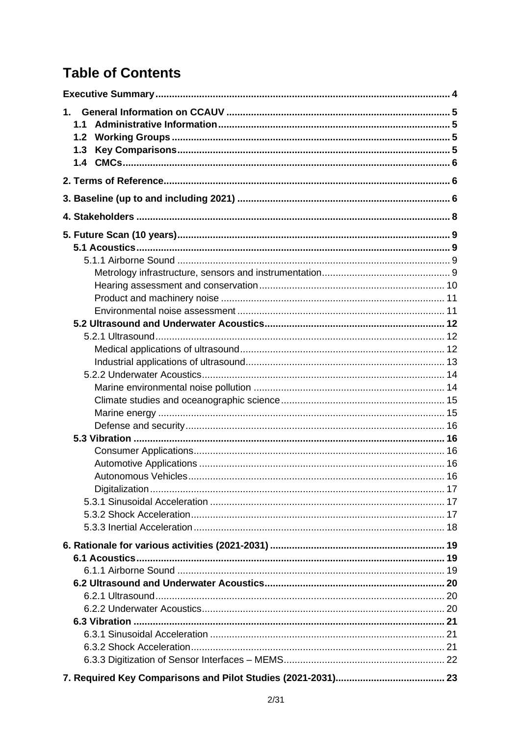# Table of Contents

**Executive Summary** .......... 4

**1. General Information on CCAUV** .......... 5
- **1.1 Administrative Information** .......... 5
- **1.2 Working Groups** .......... 5
- **1.3 Key Comparisons** .......... 5
- **1.4 CMCs** .......... 6

**2. Terms of Reference** .......... 6

**3. Baseline (up to and including 2021)** .......... 6

**4. Stakeholders** .......... 8

**5. Future Scan (10 years)** .......... 9
- **5.1 Acoustics** .......... 9
  - 5.1.1 Airborne Sound .......... 9
    - Metrology infrastructure, sensors and instrumentation .......... 9
    - Hearing assessment and conservation .......... 10
    - Product and machinery noise .......... 11
    - Environmental noise assessment .......... 11
- **5.2 Ultrasound and Underwater Acoustics** .......... 12
  - 5.2.1 Ultrasound .......... 12
    - Medical applications of ultrasound .......... 12
    - Industrial applications of ultrasound .......... 13
  - 5.2.2 Underwater Acoustics .......... 14
    - Marine environmental noise pollution .......... 14
    - Climate studies and oceanographic science .......... 15
    - Marine energy .......... 15
    - Defense and security .......... 16
- **5.3 Vibration** .......... 16
  - Consumer Applications .......... 16
  - Automotive Applications .......... 16
  - Autonomous Vehicles .......... 16
  - Digitalization .......... 17
  - 5.3.1 Sinusoidal Acceleration .......... 17
  - 5.3.2 Shock Acceleration .......... 17
  - 5.3.3 Inertial Acceleration .......... 18

**6. Rationale for various activities (2021-2031)** .......... 19
- **6.1 Acoustics** .......... 19
  - 6.1.1 Airborne Sound .......... 19
- **6.2 Ultrasound and Underwater Acoustics** .......... 20
  - 6.2.1 Ultrasound .......... 20
  - 6.2.2 Underwater Acoustics .......... 20
- **6.3 Vibration** .......... 21
  - 6.3.1 Sinusoidal Acceleration .......... 21
  - 6.3.2 Shock Acceleration .......... 21
  - 6.3.3 Digitization of Sensor Interfaces – MEMS .......... 22

**7. Required Key Comparisons and Pilot Studies (2021-2031)** .......... 23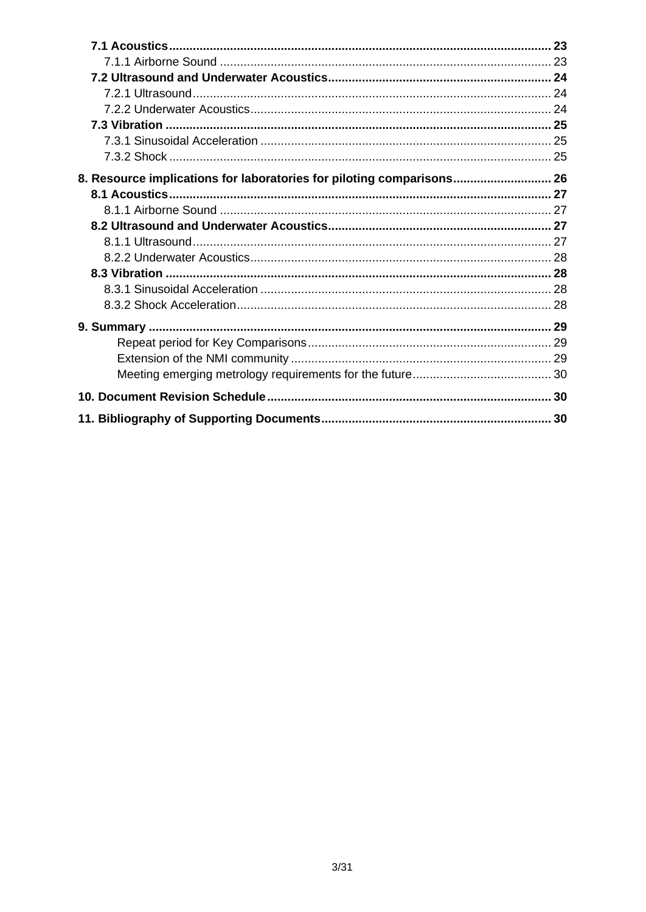- **7.1 Acoustics** ........ 23
  - 7.1.1 Airborne Sound ........ 23
- **7.2 Ultrasound and Underwater Acoustics** ........ 24
  - 7.2.1 Ultrasound ........ 24
  - 7.2.2 Underwater Acoustics ........ 24
- **7.3 Vibration** ........ 25
  - 7.3.1 Sinusoidal Acceleration ........ 25
  - 7.3.2 Shock ........ 25

**8. Resource implications for laboratories for piloting comparisons** ........ 26

- **8.1 Acoustics** ........ 27
  - 8.1.1 Airborne Sound ........ 27
- **8.2 Ultrasound and Underwater Acoustics** ........ 27
  - 8.1.1 Ultrasound ........ 27
  - 8.2.2 Underwater Acoustics ........ 28
- **8.3 Vibration** ........ 28
  - 8.3.1 Sinusoidal Acceleration ........ 28
  - 8.3.2 Shock Acceleration ........ 28

**9. Summary** ........ 29

- Repeat period for Key Comparisons ........ 29
- Extension of the NMI community ........ 29
- Meeting emerging metrology requirements for the future ........ 30

**10. Document Revision Schedule** ........ 30

**11. Bibliography of Supporting Documents** ........ 30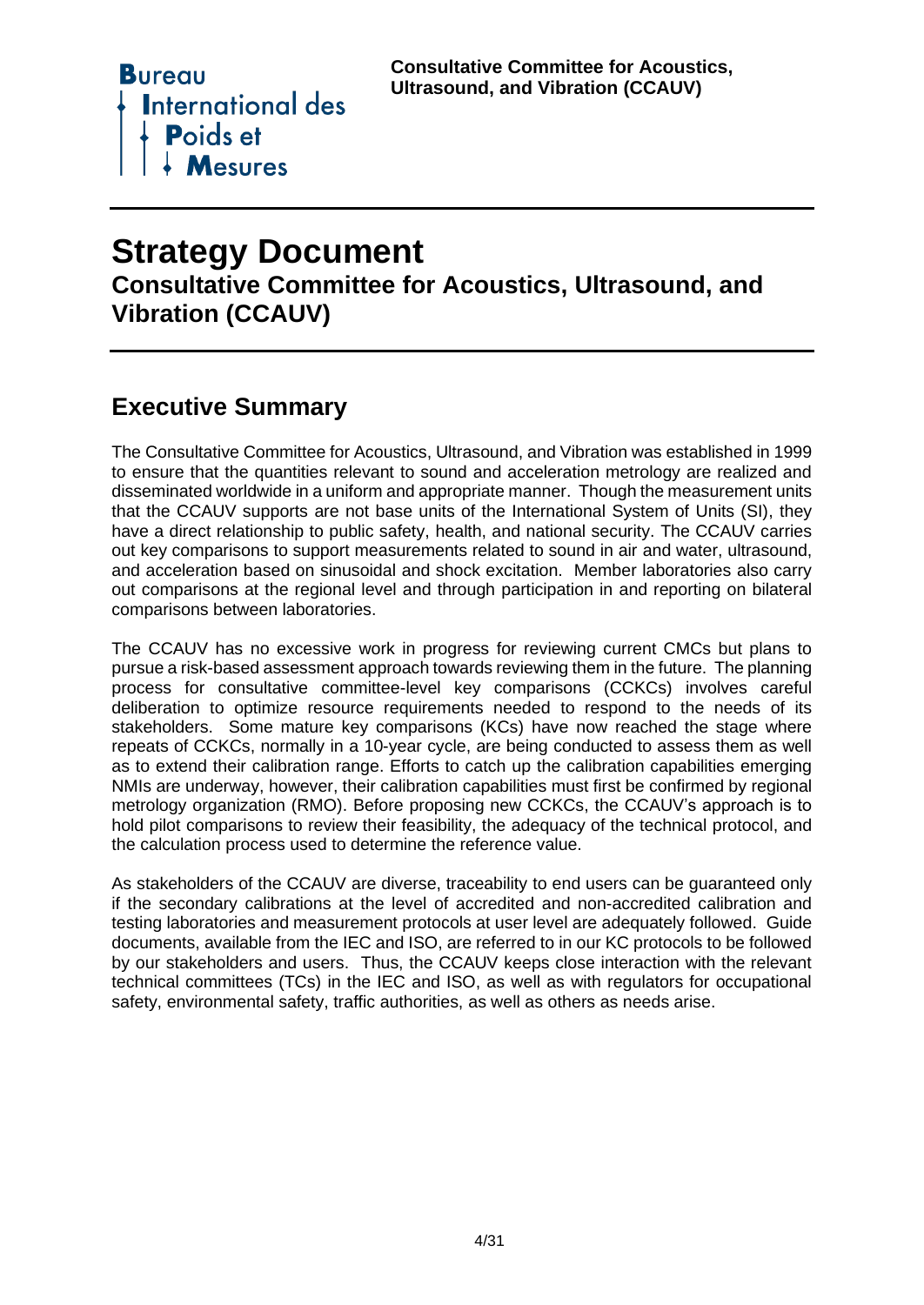# Strategy Document

## Consultative Committee for Acoustics, Ultrasound, and Vibration (CCAUV)

## Executive Summary

The Consultative Committee for Acoustics, Ultrasound, and Vibration was established in 1999 to ensure that the quantities relevant to sound and acceleration metrology are realized and disseminated worldwide in a uniform and appropriate manner. Though the measurement units that the CCAUV supports are not base units of the International System of Units (SI), they have a direct relationship to public safety, health, and national security. The CCAUV carries out key comparisons to support measurements related to sound in air and water, ultrasound, and acceleration based on sinusoidal and shock excitation. Member laboratories also carry out comparisons at the regional level and through participation in and reporting on bilateral comparisons between laboratories.

The CCAUV has no excessive work in progress for reviewing current CMCs but plans to pursue a risk-based assessment approach towards reviewing them in the future. The planning process for consultative committee-level key comparisons (CCKCs) involves careful deliberation to optimize resource requirements needed to respond to the needs of its stakeholders. Some mature key comparisons (KCs) have now reached the stage where repeats of CCKCs, normally in a 10-year cycle, are being conducted to assess them as well as to extend their calibration range. Efforts to catch up the calibration capabilities emerging NMIs are underway, however, their calibration capabilities must first be confirmed by regional metrology organization (RMO). Before proposing new CCKCs, the CCAUV's approach is to hold pilot comparisons to review their feasibility, the adequacy of the technical protocol, and the calculation process used to determine the reference value.

As stakeholders of the CCAUV are diverse, traceability to end users can be guaranteed only if the secondary calibrations at the level of accredited and non-accredited calibration and testing laboratories and measurement protocols at user level are adequately followed. Guide documents, available from the IEC and ISO, are referred to in our KC protocols to be followed by our stakeholders and users. Thus, the CCAUV keeps close interaction with the relevant technical committees (TCs) in the IEC and ISO, as well as with regulators for occupational safety, environmental safety, traffic authorities, as well as others as needs arise.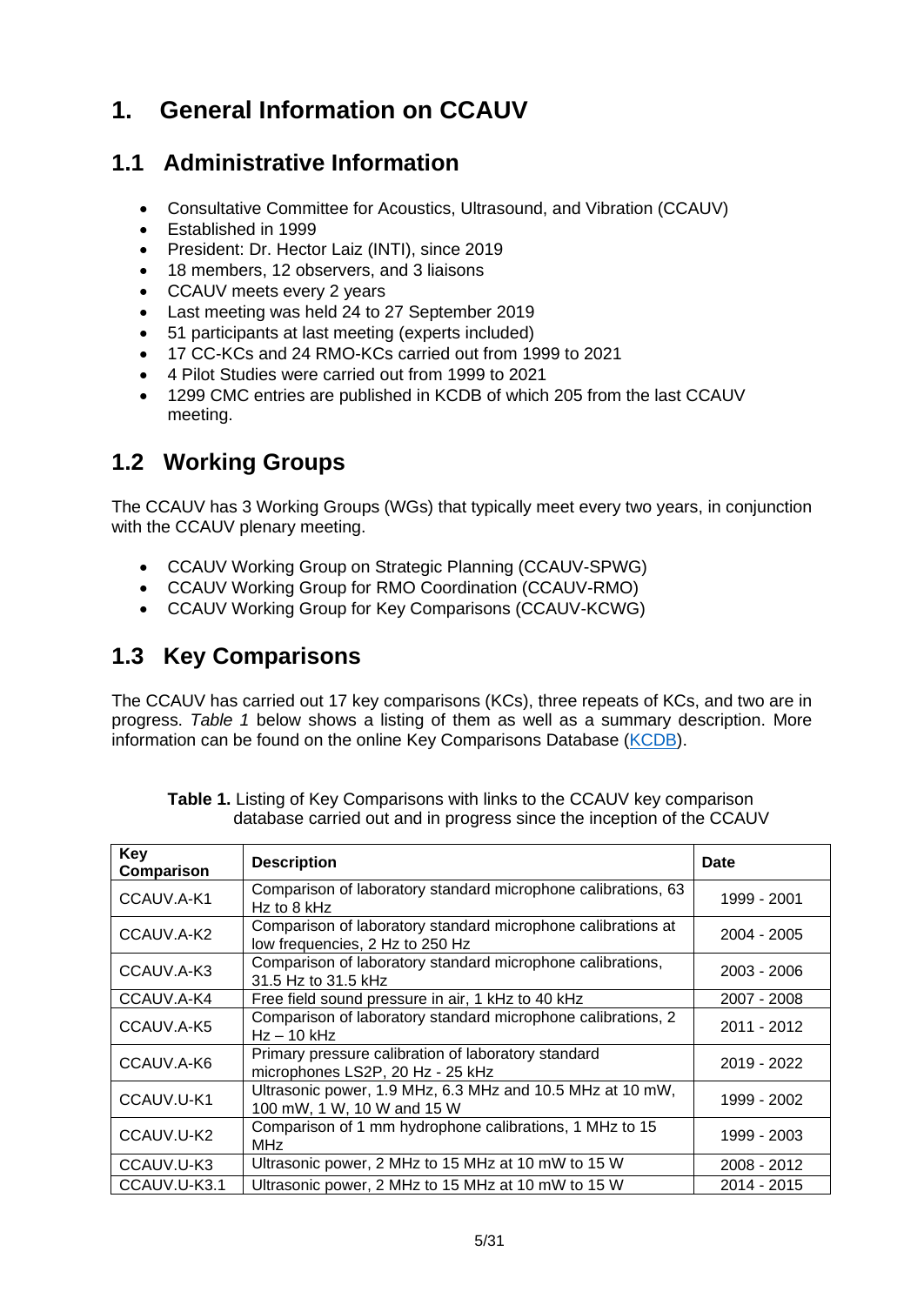# 1. General Information on CCAUV

## 1.1 Administrative Information

- Consultative Committee for Acoustics, Ultrasound, and Vibration (CCAUV)
- Established in 1999
- President: Dr. Hector Laiz (INTI), since 2019
- 18 members, 12 observers, and 3 liaisons
- CCAUV meets every 2 years
- Last meeting was held 24 to 27 September 2019
- 51 participants at last meeting (experts included)
- 17 CC-KCs and 24 RMO-KCs carried out from 1999 to 2021
- 4 Pilot Studies were carried out from 1999 to 2021
- 1299 CMC entries are published in KCDB of which 205 from the last CCAUV meeting.

## 1.2 Working Groups

The CCAUV has 3 Working Groups (WGs) that typically meet every two years, in conjunction with the CCAUV plenary meeting.

- CCAUV Working Group on Strategic Planning (CCAUV-SPWG)
- CCAUV Working Group for RMO Coordination (CCAUV-RMO)
- CCAUV Working Group for Key Comparisons (CCAUV-KCWG)

## 1.3 Key Comparisons

The CCAUV has carried out 17 key comparisons (KCs), three repeats of KCs, and two are in progress. *Table 1* below shows a listing of them as well as a summary description. More information can be found on the online Key Comparisons Database (KCDB).

**Table 1.** Listing of Key Comparisons with links to the CCAUV key comparison database carried out and in progress since the inception of the CCAUV

| Key Comparison | Description | Date |
|---|---|---|
| CCAUV.A-K1 | Comparison of laboratory standard microphone calibrations, 63 Hz to 8 kHz | 1999 - 2001 |
| CCAUV.A-K2 | Comparison of laboratory standard microphone calibrations at low frequencies, 2 Hz to 250 Hz | 2004 - 2005 |
| CCAUV.A-K3 | Comparison of laboratory standard microphone calibrations, 31.5 Hz to 31.5 kHz | 2003 - 2006 |
| CCAUV.A-K4 | Free field sound pressure in air, 1 kHz to 40 kHz | 2007 - 2008 |
| CCAUV.A-K5 | Comparison of laboratory standard microphone calibrations, 2 Hz – 10 kHz | 2011 - 2012 |
| CCAUV.A-K6 | Primary pressure calibration of laboratory standard microphones LS2P, 20 Hz - 25 kHz | 2019 - 2022 |
| CCAUV.U-K1 | Ultrasonic power, 1.9 MHz, 6.3 MHz and 10.5 MHz at 10 mW, 100 mW, 1 W, 10 W and 15 W | 1999 - 2002 |
| CCAUV.U-K2 | Comparison of 1 mm hydrophone calibrations, 1 MHz to 15 MHz | 1999 - 2003 |
| CCAUV.U-K3 | Ultrasonic power, 2 MHz to 15 MHz at 10 mW to 15 W | 2008 - 2012 |
| CCAUV.U-K3.1 | Ultrasonic power, 2 MHz to 15 MHz at 10 mW to 15 W | 2014 - 2015 |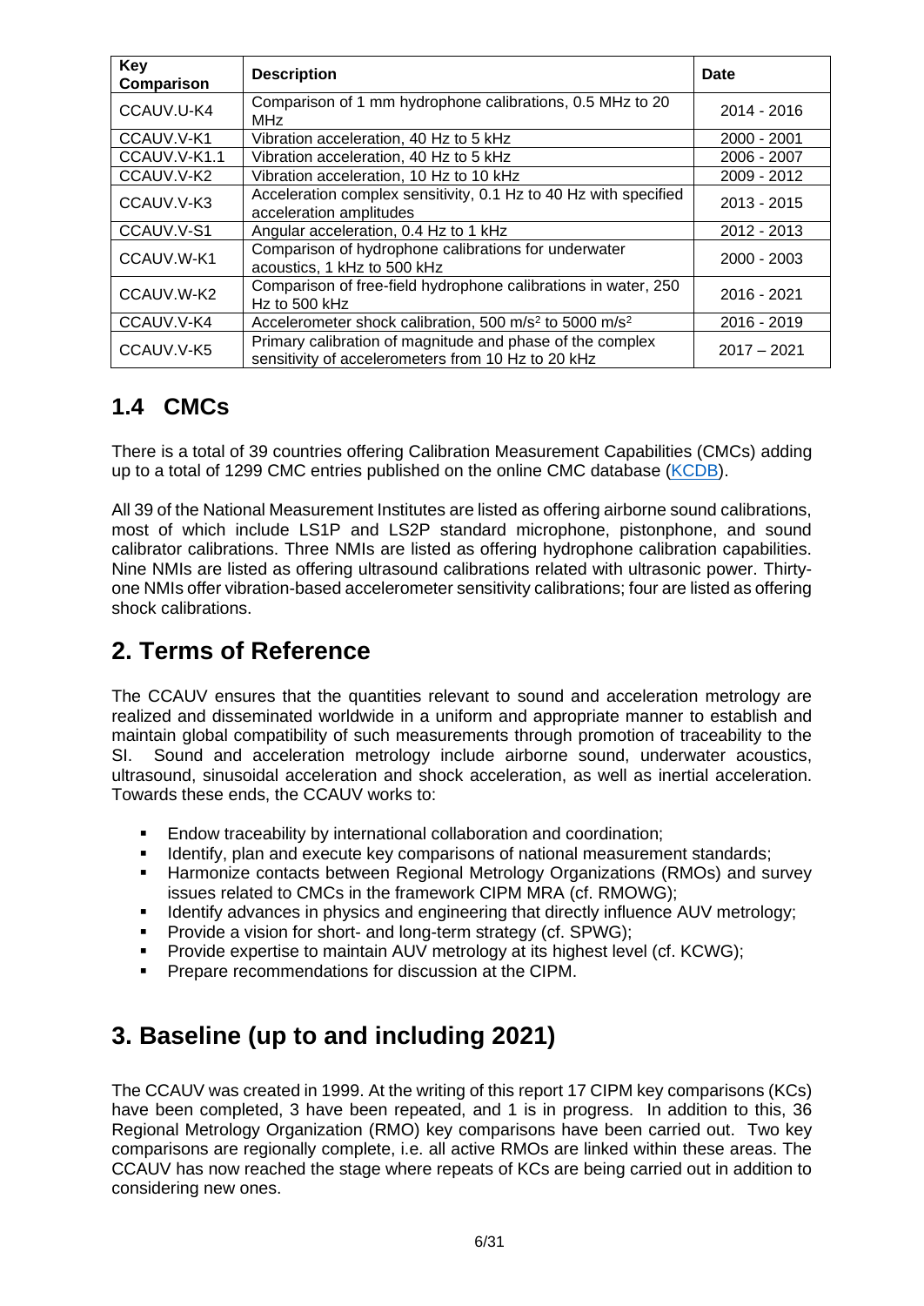| Key Comparison | Description | Date |
| --- | --- | --- |
| CCAUV.U-K4 | Comparison of 1 mm hydrophone calibrations, 0.5 MHz to 20 MHz | 2014 - 2016 |
| CCAUV.V-K1 | Vibration acceleration, 40 Hz to 5 kHz | 2000 - 2001 |
| CCAUV.V-K1.1 | Vibration acceleration, 40 Hz to 5 kHz | 2006 - 2007 |
| CCAUV.V-K2 | Vibration acceleration, 10 Hz to 10 kHz | 2009 - 2012 |
| CCAUV.V-K3 | Acceleration complex sensitivity, 0.1 Hz to 40 Hz with specified acceleration amplitudes | 2013 - 2015 |
| CCAUV.V-S1 | Angular acceleration, 0.4 Hz to 1 kHz | 2012 - 2013 |
| CCAUV.W-K1 | Comparison of hydrophone calibrations for underwater acoustics, 1 kHz to 500 kHz | 2000 - 2003 |
| CCAUV.W-K2 | Comparison of free-field hydrophone calibrations in water, 250 Hz to 500 kHz | 2016 - 2021 |
| CCAUV.V-K4 | Accelerometer shock calibration, 500 $m/s^2$ to 5000 $m/s^2$ | 2016 - 2019 |
| CCAUV.V-K5 | Primary calibration of magnitude and phase of the complex sensitivity of accelerometers from 10 Hz to 20 kHz | 2017 – 2021 |

## 1.4 CMCs

There is a total of 39 countries offering Calibration Measurement Capabilities (CMCs) adding up to a total of 1299 CMC entries published on the online CMC database (KCDB).

All 39 of the National Measurement Institutes are listed as offering airborne sound calibrations, most of which include LS1P and LS2P standard microphone, pistonphone, and sound calibrator calibrations. Three NMIs are listed as offering hydrophone calibration capabilities. Nine NMIs are listed as offering ultrasound calibrations related with ultrasonic power. Thirty-one NMIs offer vibration-based accelerometer sensitivity calibrations; four are listed as offering shock calibrations.

# 2. Terms of Reference

The CCAUV ensures that the quantities relevant to sound and acceleration metrology are realized and disseminated worldwide in a uniform and appropriate manner to establish and maintain global compatibility of such measurements through promotion of traceability to the SI. Sound and acceleration metrology include airborne sound, underwater acoustics, ultrasound, sinusoidal acceleration and shock acceleration, as well as inertial acceleration. Towards these ends, the CCAUV works to:

- Endow traceability by international collaboration and coordination;
- Identify, plan and execute key comparisons of national measurement standards;
- Harmonize contacts between Regional Metrology Organizations (RMOs) and survey issues related to CMCs in the framework CIPM MRA (cf. RMOWG);
- Identify advances in physics and engineering that directly influence AUV metrology;
- Provide a vision for short- and long-term strategy (cf. SPWG);
- Provide expertise to maintain AUV metrology at its highest level (cf. KCWG);
- Prepare recommendations for discussion at the CIPM.

# 3. Baseline (up to and including 2021)

The CCAUV was created in 1999. At the writing of this report 17 CIPM key comparisons (KCs) have been completed, 3 have been repeated, and 1 is in progress. In addition to this, 36 Regional Metrology Organization (RMO) key comparisons have been carried out. Two key comparisons are regionally complete, i.e. all active RMOs are linked within these areas. The CCAUV has now reached the stage where repeats of KCs are being carried out in addition to considering new ones.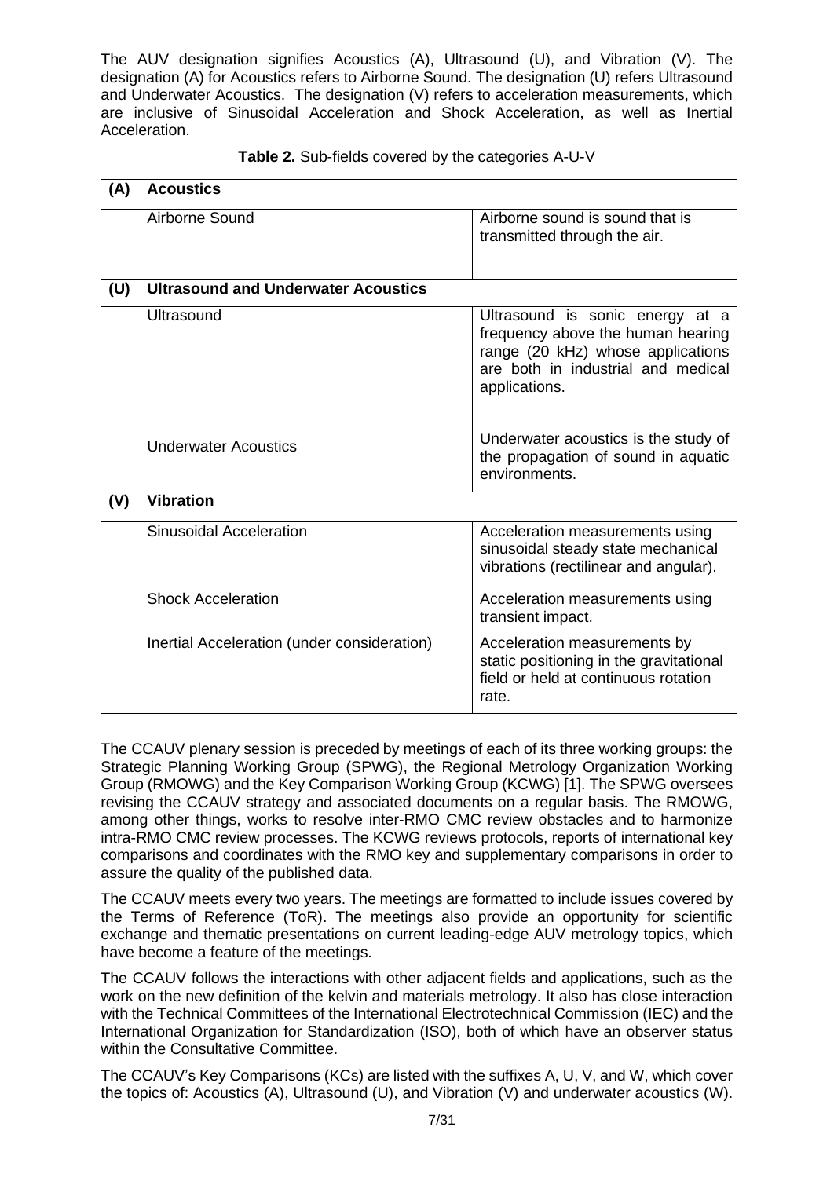The AUV designation signifies Acoustics (A), Ultrasound (U), and Vibration (V). The designation (A) for Acoustics refers to Airborne Sound. The designation (U) refers Ultrasound and Underwater Acoustics. The designation (V) refers to acceleration measurements, which are inclusive of Sinusoidal Acceleration and Shock Acceleration, as well as Inertial Acceleration.

**Table 2.** Sub-fields covered by the categories A-U-V

| | | |
|---|---|---|
| **(A)** | **Acoustics** | |
| | Airborne Sound | Airborne sound is sound that is transmitted through the air. |
| **(U)** | **Ultrasound and Underwater Acoustics** | |
| | Ultrasound | Ultrasound is sonic energy at a frequency above the human hearing range (20 kHz) whose applications are both in industrial and medical applications. |
| | Underwater Acoustics | Underwater acoustics is the study of the propagation of sound in aquatic environments. |
| **(V)** | **Vibration** | |
| | Sinusoidal Acceleration | Acceleration measurements using sinusoidal steady state mechanical vibrations (rectilinear and angular). |
| | Shock Acceleration | Acceleration measurements using transient impact. |
| | Inertial Acceleration (under consideration) | Acceleration measurements by static positioning in the gravitational field or held at continuous rotation rate. |

The CCAUV plenary session is preceded by meetings of each of its three working groups: the Strategic Planning Working Group (SPWG), the Regional Metrology Organization Working Group (RMOWG) and the Key Comparison Working Group (KCWG) [1]. The SPWG oversees revising the CCAUV strategy and associated documents on a regular basis. The RMOWG, among other things, works to resolve inter-RMO CMC review obstacles and to harmonize intra-RMO CMC review processes. The KCWG reviews protocols, reports of international key comparisons and coordinates with the RMO key and supplementary comparisons in order to assure the quality of the published data.

The CCAUV meets every two years. The meetings are formatted to include issues covered by the Terms of Reference (ToR). The meetings also provide an opportunity for scientific exchange and thematic presentations on current leading-edge AUV metrology topics, which have become a feature of the meetings.

The CCAUV follows the interactions with other adjacent fields and applications, such as the work on the new definition of the kelvin and materials metrology. It also has close interaction with the Technical Committees of the International Electrotechnical Commission (IEC) and the International Organization for Standardization (ISO), both of which have an observer status within the Consultative Committee.

The CCAUV's Key Comparisons (KCs) are listed with the suffixes A, U, V, and W, which cover the topics of: Acoustics (A), Ultrasound (U), and Vibration (V) and underwater acoustics (W).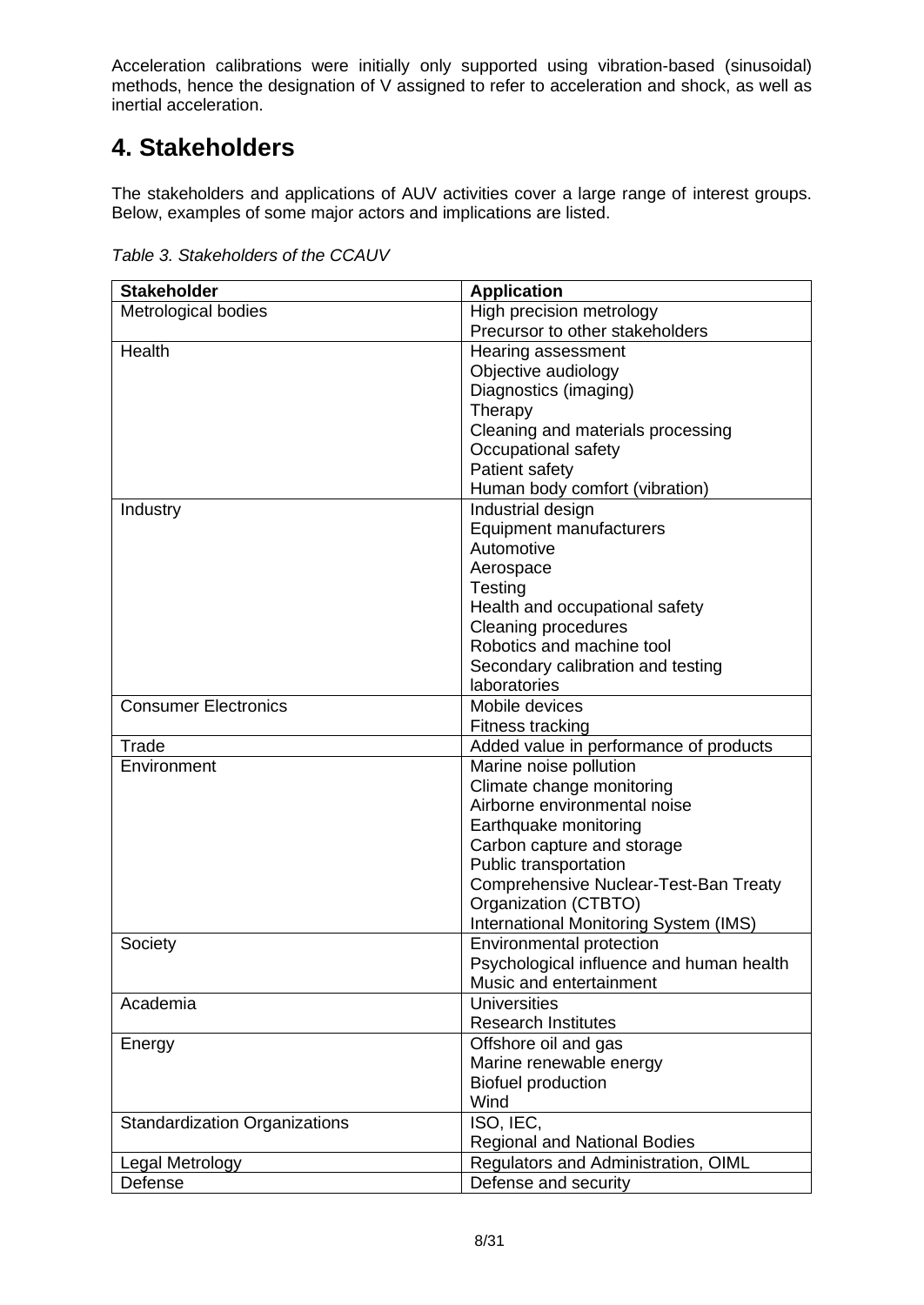Acceleration calibrations were initially only supported using vibration-based (sinusoidal) methods, hence the designation of V assigned to refer to acceleration and shock, as well as inertial acceleration.

# 4. Stakeholders

The stakeholders and applications of AUV activities cover a large range of interest groups. Below, examples of some major actors and implications are listed.

*Table 3. Stakeholders of the CCAUV*

| Stakeholder | Application |
|---|---|
| Metrological bodies | High precision metrology<br>Precursor to other stakeholders |
| Health | Hearing assessment<br>Objective audiology<br>Diagnostics (imaging)<br>Therapy<br>Cleaning and materials processing<br>Occupational safety<br>Patient safety<br>Human body comfort (vibration) |
| Industry | Industrial design<br>Equipment manufacturers<br>Automotive<br>Aerospace<br>Testing<br>Health and occupational safety<br>Cleaning procedures<br>Robotics and machine tool<br>Secondary calibration and testing laboratories |
| Consumer Electronics | Mobile devices<br>Fitness tracking |
| Trade | Added value in performance of products |
| Environment | Marine noise pollution<br>Climate change monitoring<br>Airborne environmental noise<br>Earthquake monitoring<br>Carbon capture and storage<br>Public transportation<br>Comprehensive Nuclear-Test-Ban Treaty Organization (CTBTO)<br>International Monitoring System (IMS) |
| Society | Environmental protection<br>Psychological influence and human health<br>Music and entertainment |
| Academia | Universities<br>Research Institutes |
| Energy | Offshore oil and gas<br>Marine renewable energy<br>Biofuel production<br>Wind |
| Standardization Organizations | ISO, IEC,<br>Regional and National Bodies |
| Legal Metrology | Regulators and Administration, OIML |
| Defense | Defense and security |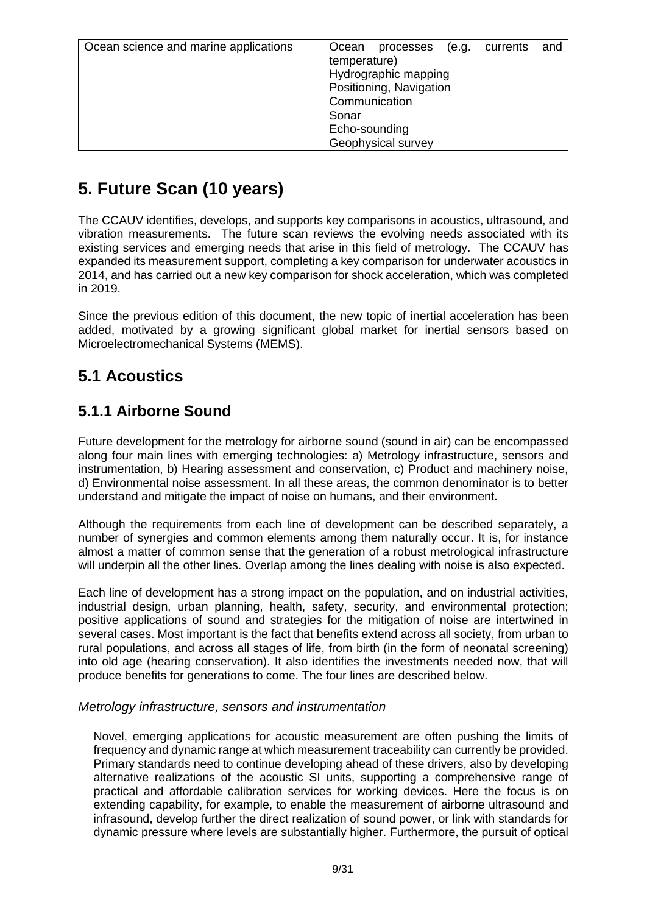| Ocean science and marine applications | Ocean processes (e.g. currents and temperature)<br>Hydrographic mapping<br>Positioning, Navigation<br>Communication<br>Sonar<br>Echo-sounding<br>Geophysical survey |
|---|---|

# 5. Future Scan (10 years)

The CCAUV identifies, develops, and supports key comparisons in acoustics, ultrasound, and vibration measurements. The future scan reviews the evolving needs associated with its existing services and emerging needs that arise in this field of metrology. The CCAUV has expanded its measurement support, completing a key comparison for underwater acoustics in 2014, and has carried out a new key comparison for shock acceleration, which was completed in 2019.

Since the previous edition of this document, the new topic of inertial acceleration has been added, motivated by a growing significant global market for inertial sensors based on Microelectromechanical Systems (MEMS).

## 5.1 Acoustics

### 5.1.1 Airborne Sound

Future development for the metrology for airborne sound (sound in air) can be encompassed along four main lines with emerging technologies: a) Metrology infrastructure, sensors and instrumentation, b) Hearing assessment and conservation, c) Product and machinery noise, d) Environmental noise assessment. In all these areas, the common denominator is to better understand and mitigate the impact of noise on humans, and their environment.

Although the requirements from each line of development can be described separately, a number of synergies and common elements among them naturally occur. It is, for instance almost a matter of common sense that the generation of a robust metrological infrastructure will underpin all the other lines. Overlap among the lines dealing with noise is also expected.

Each line of development has a strong impact on the population, and on industrial activities, industrial design, urban planning, health, safety, security, and environmental protection; positive applications of sound and strategies for the mitigation of noise are intertwined in several cases. Most important is the fact that benefits extend across all society, from urban to rural populations, and across all stages of life, from birth (in the form of neonatal screening) into old age (hearing conservation). It also identifies the investments needed now, that will produce benefits for generations to come. The four lines are described below.

*Metrology infrastructure, sensors and instrumentation*

Novel, emerging applications for acoustic measurement are often pushing the limits of frequency and dynamic range at which measurement traceability can currently be provided. Primary standards need to continue developing ahead of these drivers, also by developing alternative realizations of the acoustic SI units, supporting a comprehensive range of practical and affordable calibration services for working devices. Here the focus is on extending capability, for example, to enable the measurement of airborne ultrasound and infrasound, develop further the direct realization of sound power, or link with standards for dynamic pressure where levels are substantially higher. Furthermore, the pursuit of optical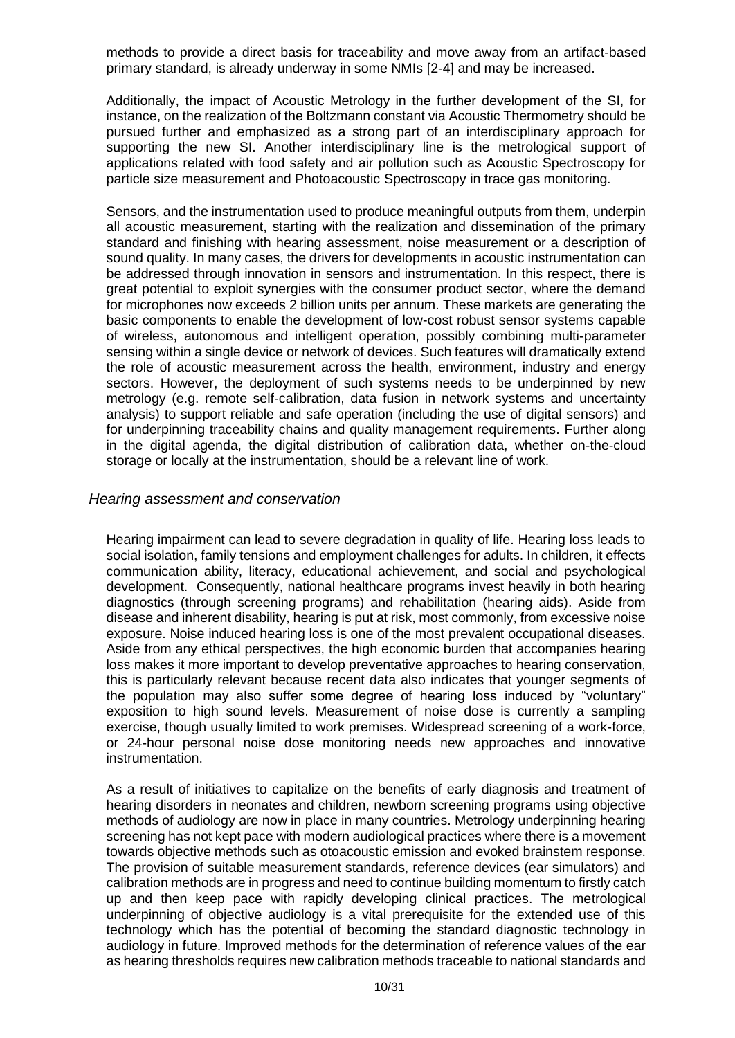methods to provide a direct basis for traceability and move away from an artifact-based primary standard, is already underway in some NMIs [2-4] and may be increased.

Additionally, the impact of Acoustic Metrology in the further development of the SI, for instance, on the realization of the Boltzmann constant via Acoustic Thermometry should be pursued further and emphasized as a strong part of an interdisciplinary approach for supporting the new SI. Another interdisciplinary line is the metrological support of applications related with food safety and air pollution such as Acoustic Spectroscopy for particle size measurement and Photoacoustic Spectroscopy in trace gas monitoring.

Sensors, and the instrumentation used to produce meaningful outputs from them, underpin all acoustic measurement, starting with the realization and dissemination of the primary standard and finishing with hearing assessment, noise measurement or a description of sound quality. In many cases, the drivers for developments in acoustic instrumentation can be addressed through innovation in sensors and instrumentation. In this respect, there is great potential to exploit synergies with the consumer product sector, where the demand for microphones now exceeds 2 billion units per annum. These markets are generating the basic components to enable the development of low-cost robust sensor systems capable of wireless, autonomous and intelligent operation, possibly combining multi-parameter sensing within a single device or network of devices. Such features will dramatically extend the role of acoustic measurement across the health, environment, industry and energy sectors. However, the deployment of such systems needs to be underpinned by new metrology (e.g. remote self-calibration, data fusion in network systems and uncertainty analysis) to support reliable and safe operation (including the use of digital sensors) and for underpinning traceability chains and quality management requirements. Further along in the digital agenda, the digital distribution of calibration data, whether on-the-cloud storage or locally at the instrumentation, should be a relevant line of work.

### *Hearing assessment and conservation*

Hearing impairment can lead to severe degradation in quality of life. Hearing loss leads to social isolation, family tensions and employment challenges for adults. In children, it effects communication ability, literacy, educational achievement, and social and psychological development. Consequently, national healthcare programs invest heavily in both hearing diagnostics (through screening programs) and rehabilitation (hearing aids). Aside from disease and inherent disability, hearing is put at risk, most commonly, from excessive noise exposure. Noise induced hearing loss is one of the most prevalent occupational diseases. Aside from any ethical perspectives, the high economic burden that accompanies hearing loss makes it more important to develop preventative approaches to hearing conservation, this is particularly relevant because recent data also indicates that younger segments of the population may also suffer some degree of hearing loss induced by "voluntary" exposition to high sound levels. Measurement of noise dose is currently a sampling exercise, though usually limited to work premises. Widespread screening of a work-force, or 24-hour personal noise dose monitoring needs new approaches and innovative instrumentation.

As a result of initiatives to capitalize on the benefits of early diagnosis and treatment of hearing disorders in neonates and children, newborn screening programs using objective methods of audiology are now in place in many countries. Metrology underpinning hearing screening has not kept pace with modern audiological practices where there is a movement towards objective methods such as otoacoustic emission and evoked brainstem response. The provision of suitable measurement standards, reference devices (ear simulators) and calibration methods are in progress and need to continue building momentum to firstly catch up and then keep pace with rapidly developing clinical practices. The metrological underpinning of objective audiology is a vital prerequisite for the extended use of this technology which has the potential of becoming the standard diagnostic technology in audiology in future. Improved methods for the determination of reference values of the ear as hearing thresholds requires new calibration methods traceable to national standards and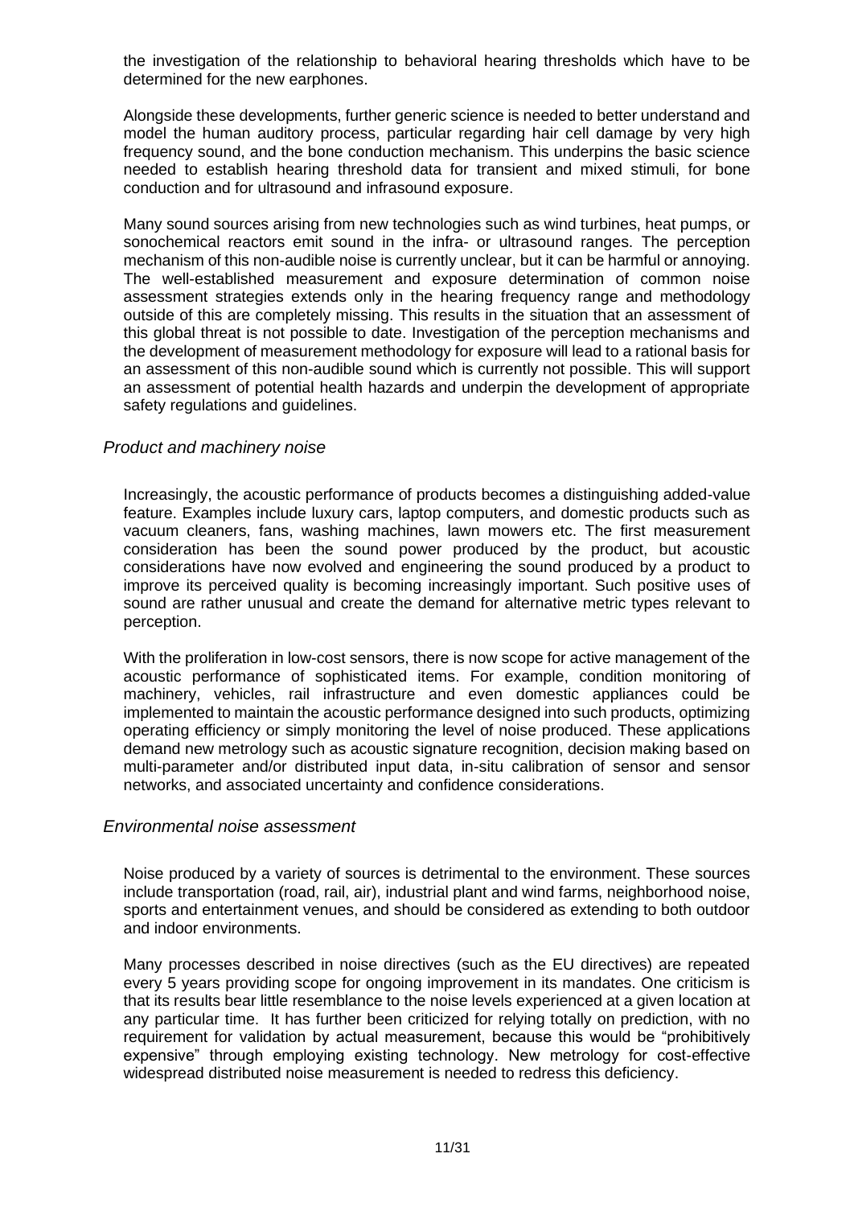the investigation of the relationship to behavioral hearing thresholds which have to be determined for the new earphones.

Alongside these developments, further generic science is needed to better understand and model the human auditory process, particular regarding hair cell damage by very high frequency sound, and the bone conduction mechanism. This underpins the basic science needed to establish hearing threshold data for transient and mixed stimuli, for bone conduction and for ultrasound and infrasound exposure.

Many sound sources arising from new technologies such as wind turbines, heat pumps, or sonochemical reactors emit sound in the infra- or ultrasound ranges. The perception mechanism of this non-audible noise is currently unclear, but it can be harmful or annoying. The well-established measurement and exposure determination of common noise assessment strategies extends only in the hearing frequency range and methodology outside of this are completely missing. This results in the situation that an assessment of this global threat is not possible to date. Investigation of the perception mechanisms and the development of measurement methodology for exposure will lead to a rational basis for an assessment of this non-audible sound which is currently not possible. This will support an assessment of potential health hazards and underpin the development of appropriate safety regulations and guidelines.

### *Product and machinery noise*

Increasingly, the acoustic performance of products becomes a distinguishing added-value feature. Examples include luxury cars, laptop computers, and domestic products such as vacuum cleaners, fans, washing machines, lawn mowers etc. The first measurement consideration has been the sound power produced by the product, but acoustic considerations have now evolved and engineering the sound produced by a product to improve its perceived quality is becoming increasingly important. Such positive uses of sound are rather unusual and create the demand for alternative metric types relevant to perception.

With the proliferation in low-cost sensors, there is now scope for active management of the acoustic performance of sophisticated items. For example, condition monitoring of machinery, vehicles, rail infrastructure and even domestic appliances could be implemented to maintain the acoustic performance designed into such products, optimizing operating efficiency or simply monitoring the level of noise produced. These applications demand new metrology such as acoustic signature recognition, decision making based on multi-parameter and/or distributed input data, in-situ calibration of sensor and sensor networks, and associated uncertainty and confidence considerations.

### *Environmental noise assessment*

Noise produced by a variety of sources is detrimental to the environment. These sources include transportation (road, rail, air), industrial plant and wind farms, neighborhood noise, sports and entertainment venues, and should be considered as extending to both outdoor and indoor environments.

Many processes described in noise directives (such as the EU directives) are repeated every 5 years providing scope for ongoing improvement in its mandates. One criticism is that its results bear little resemblance to the noise levels experienced at a given location at any particular time. It has further been criticized for relying totally on prediction, with no requirement for validation by actual measurement, because this would be "prohibitively expensive" through employing existing technology. New metrology for cost-effective widespread distributed noise measurement is needed to redress this deficiency.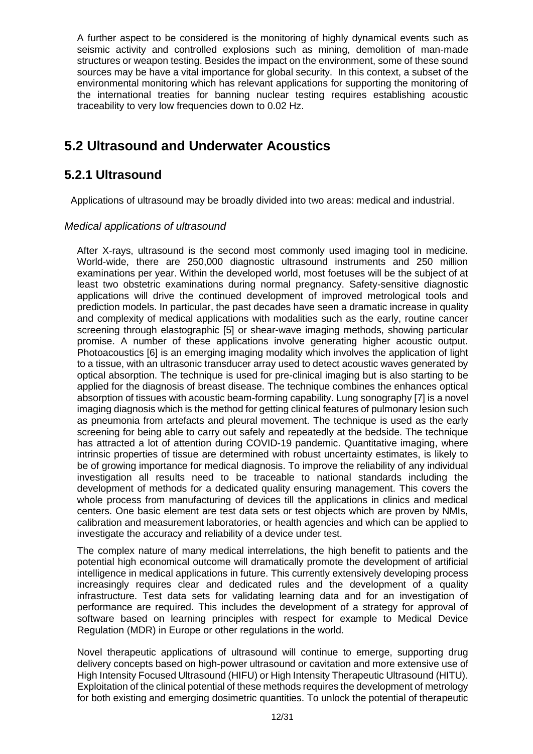A further aspect to be considered is the monitoring of highly dynamical events such as seismic activity and controlled explosions such as mining, demolition of man-made structures or weapon testing. Besides the impact on the environment, some of these sound sources may be have a vital importance for global security. In this context, a subset of the environmental monitoring which has relevant applications for supporting the monitoring of the international treaties for banning nuclear testing requires establishing acoustic traceability to very low frequencies down to 0.02 Hz.

## 5.2 Ultrasound and Underwater Acoustics

### 5.2.1 Ultrasound

Applications of ultrasound may be broadly divided into two areas: medical and industrial.

*Medical applications of ultrasound*

After X-rays, ultrasound is the second most commonly used imaging tool in medicine. World-wide, there are 250,000 diagnostic ultrasound instruments and 250 million examinations per year. Within the developed world, most foetuses will be the subject of at least two obstetric examinations during normal pregnancy. Safety-sensitive diagnostic applications will drive the continued development of improved metrological tools and prediction models. In particular, the past decades have seen a dramatic increase in quality and complexity of medical applications with modalities such as the early, routine cancer screening through elastographic [5] or shear-wave imaging methods, showing particular promise. A number of these applications involve generating higher acoustic output. Photoacoustics [6] is an emerging imaging modality which involves the application of light to a tissue, with an ultrasonic transducer array used to detect acoustic waves generated by optical absorption. The technique is used for pre-clinical imaging but is also starting to be applied for the diagnosis of breast disease. The technique combines the enhances optical absorption of tissues with acoustic beam-forming capability. Lung sonography [7] is a novel imaging diagnosis which is the method for getting clinical features of pulmonary lesion such as pneumonia from artefacts and pleural movement. The technique is used as the early screening for being able to carry out safely and repeatedly at the bedside. The technique has attracted a lot of attention during COVID-19 pandemic. Quantitative imaging, where intrinsic properties of tissue are determined with robust uncertainty estimates, is likely to be of growing importance for medical diagnosis. To improve the reliability of any individual investigation all results need to be traceable to national standards including the development of methods for a dedicated quality ensuring management. This covers the whole process from manufacturing of devices till the applications in clinics and medical centers. One basic element are test data sets or test objects which are proven by NMIs, calibration and measurement laboratories, or health agencies and which can be applied to investigate the accuracy and reliability of a device under test.

The complex nature of many medical interrelations, the high benefit to patients and the potential high economical outcome will dramatically promote the development of artificial intelligence in medical applications in future. This currently extensively developing process increasingly requires clear and dedicated rules and the development of a quality infrastructure. Test data sets for validating learning data and for an investigation of performance are required. This includes the development of a strategy for approval of software based on learning principles with respect for example to Medical Device Regulation (MDR) in Europe or other regulations in the world.

Novel therapeutic applications of ultrasound will continue to emerge, supporting drug delivery concepts based on high-power ultrasound or cavitation and more extensive use of High Intensity Focused Ultrasound (HIFU) or High Intensity Therapeutic Ultrasound (HITU). Exploitation of the clinical potential of these methods requires the development of metrology for both existing and emerging dosimetric quantities. To unlock the potential of therapeutic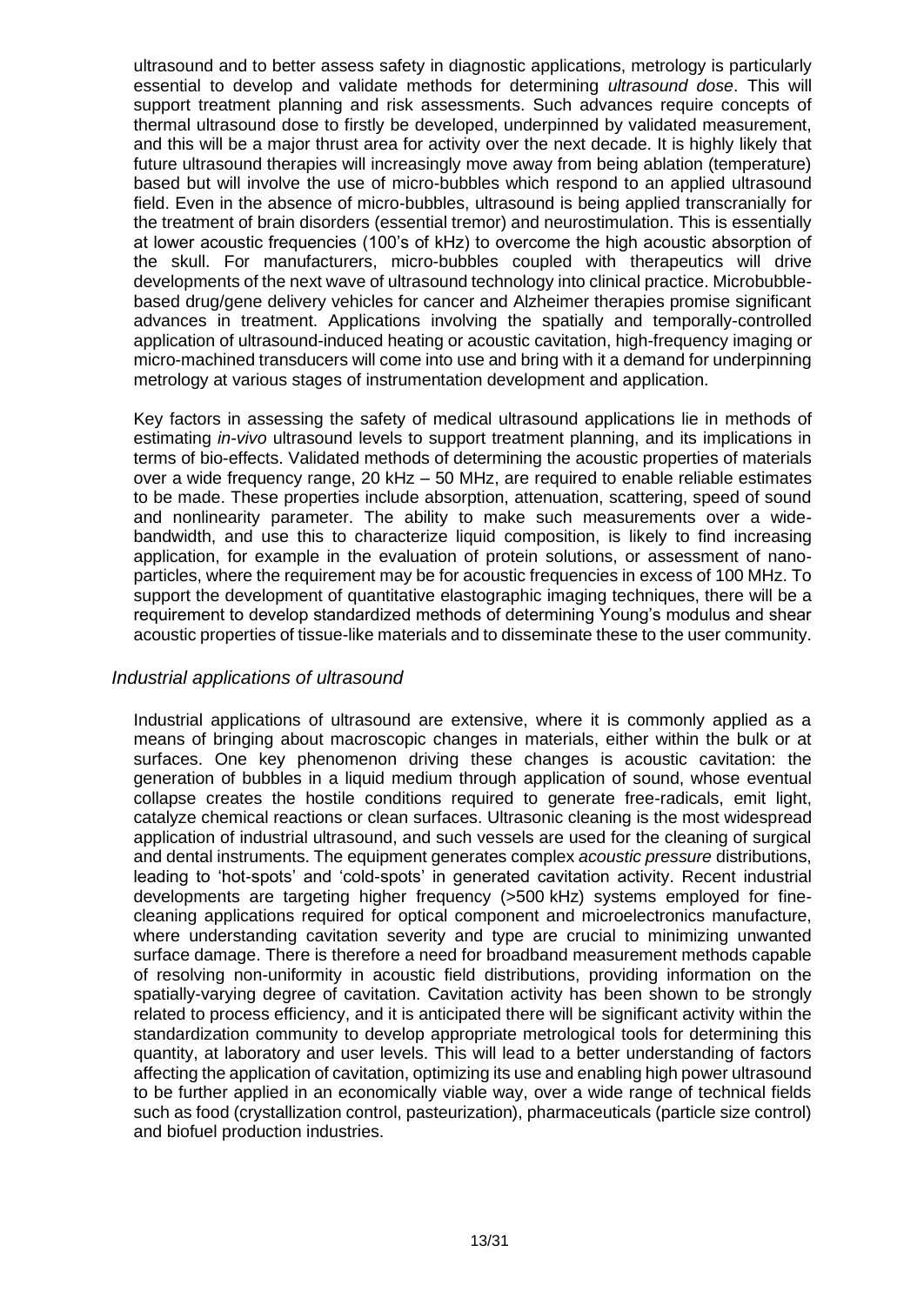ultrasound and to better assess safety in diagnostic applications, metrology is particularly essential to develop and validate methods for determining *ultrasound dose*. This will support treatment planning and risk assessments. Such advances require concepts of thermal ultrasound dose to firstly be developed, underpinned by validated measurement, and this will be a major thrust area for activity over the next decade. It is highly likely that future ultrasound therapies will increasingly move away from being ablation (temperature) based but will involve the use of micro-bubbles which respond to an applied ultrasound field. Even in the absence of micro-bubbles, ultrasound is being applied transcranially for the treatment of brain disorders (essential tremor) and neurostimulation. This is essentially at lower acoustic frequencies (100's of kHz) to overcome the high acoustic absorption of the skull. For manufacturers, micro-bubbles coupled with therapeutics will drive developments of the next wave of ultrasound technology into clinical practice. Microbubble-based drug/gene delivery vehicles for cancer and Alzheimer therapies promise significant advances in treatment. Applications involving the spatially and temporally-controlled application of ultrasound-induced heating or acoustic cavitation, high-frequency imaging or micro-machined transducers will come into use and bring with it a demand for underpinning metrology at various stages of instrumentation development and application.

Key factors in assessing the safety of medical ultrasound applications lie in methods of estimating *in-vivo* ultrasound levels to support treatment planning, and its implications in terms of bio-effects. Validated methods of determining the acoustic properties of materials over a wide frequency range, 20 kHz – 50 MHz, are required to enable reliable estimates to be made. These properties include absorption, attenuation, scattering, speed of sound and nonlinearity parameter. The ability to make such measurements over a wide-bandwidth, and use this to characterize liquid composition, is likely to find increasing application, for example in the evaluation of protein solutions, or assessment of nano-particles, where the requirement may be for acoustic frequencies in excess of 100 MHz. To support the development of quantitative elastographic imaging techniques, there will be a requirement to develop standardized methods of determining Young's modulus and shear acoustic properties of tissue-like materials and to disseminate these to the user community.

### *Industrial applications of ultrasound*

Industrial applications of ultrasound are extensive, where it is commonly applied as a means of bringing about macroscopic changes in materials, either within the bulk or at surfaces. One key phenomenon driving these changes is acoustic cavitation: the generation of bubbles in a liquid medium through application of sound, whose eventual collapse creates the hostile conditions required to generate free-radicals, emit light, catalyze chemical reactions or clean surfaces. Ultrasonic cleaning is the most widespread application of industrial ultrasound, and such vessels are used for the cleaning of surgical and dental instruments. The equipment generates complex *acoustic pressure* distributions, leading to 'hot-spots' and 'cold-spots' in generated cavitation activity. Recent industrial developments are targeting higher frequency (>500 kHz) systems employed for fine-cleaning applications required for optical component and microelectronics manufacture, where understanding cavitation severity and type are crucial to minimizing unwanted surface damage. There is therefore a need for broadband measurement methods capable of resolving non-uniformity in acoustic field distributions, providing information on the spatially-varying degree of cavitation. Cavitation activity has been shown to be strongly related to process efficiency, and it is anticipated there will be significant activity within the standardization community to develop appropriate metrological tools for determining this quantity, at laboratory and user levels. This will lead to a better understanding of factors affecting the application of cavitation, optimizing its use and enabling high power ultrasound to be further applied in an economically viable way, over a wide range of technical fields such as food (crystallization control, pasteurization), pharmaceuticals (particle size control) and biofuel production industries.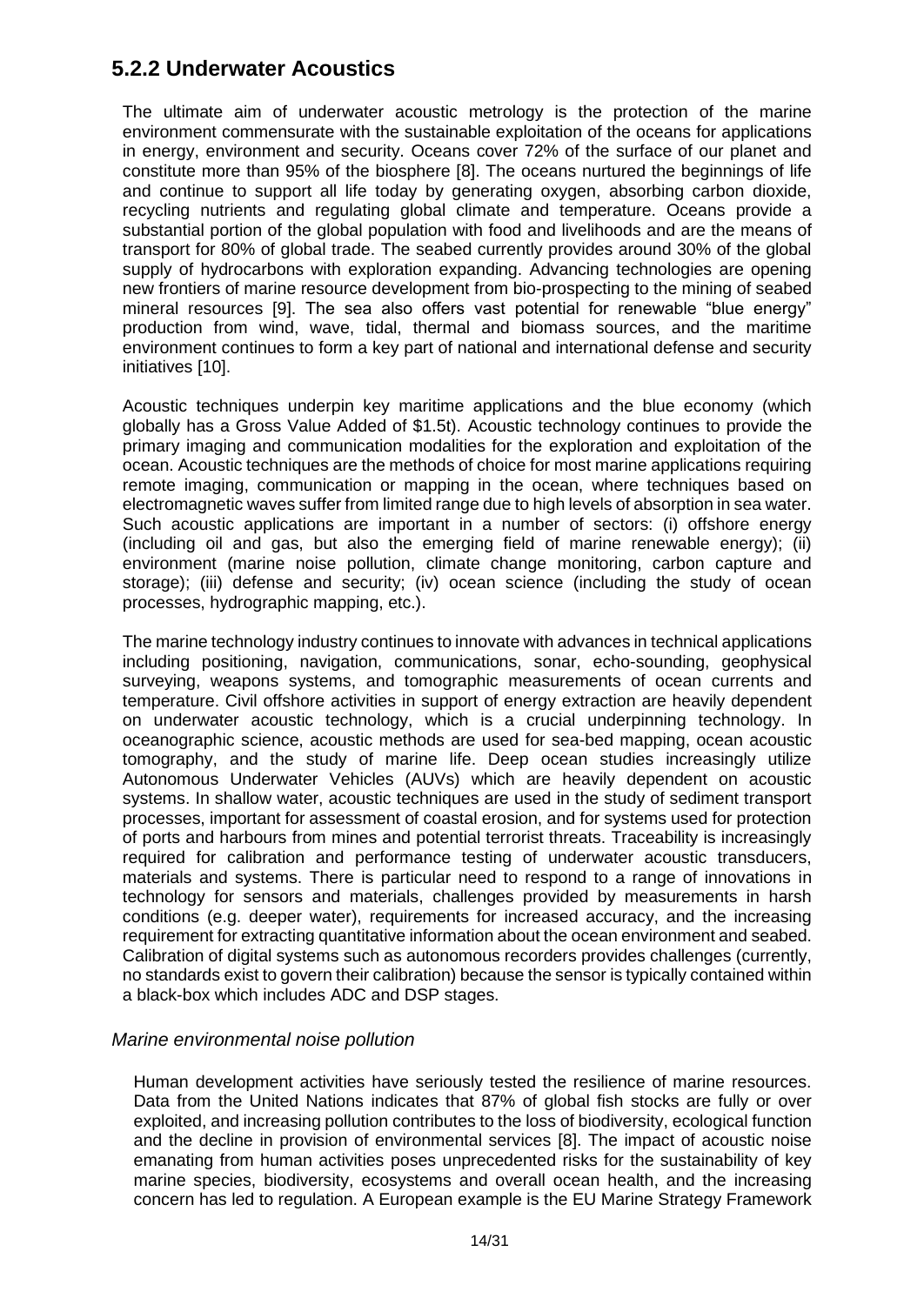## 5.2.2 Underwater Acoustics

The ultimate aim of underwater acoustic metrology is the protection of the marine environment commensurate with the sustainable exploitation of the oceans for applications in energy, environment and security. Oceans cover 72% of the surface of our planet and constitute more than 95% of the biosphere [8]. The oceans nurtured the beginnings of life and continue to support all life today by generating oxygen, absorbing carbon dioxide, recycling nutrients and regulating global climate and temperature. Oceans provide a substantial portion of the global population with food and livelihoods and are the means of transport for 80% of global trade. The seabed currently provides around 30% of the global supply of hydrocarbons with exploration expanding. Advancing technologies are opening new frontiers of marine resource development from bio-prospecting to the mining of seabed mineral resources [9]. The sea also offers vast potential for renewable "blue energy" production from wind, wave, tidal, thermal and biomass sources, and the maritime environment continues to form a key part of national and international defense and security initiatives [10].

Acoustic techniques underpin key maritime applications and the blue economy (which globally has a Gross Value Added of $1.5t). Acoustic technology continues to provide the primary imaging and communication modalities for the exploration and exploitation of the ocean. Acoustic techniques are the methods of choice for most marine applications requiring remote imaging, communication or mapping in the ocean, where techniques based on electromagnetic waves suffer from limited range due to high levels of absorption in sea water. Such acoustic applications are important in a number of sectors: (i) offshore energy (including oil and gas, but also the emerging field of marine renewable energy); (ii) environment (marine noise pollution, climate change monitoring, carbon capture and storage); (iii) defense and security; (iv) ocean science (including the study of ocean processes, hydrographic mapping, etc.).

The marine technology industry continues to innovate with advances in technical applications including positioning, navigation, communications, sonar, echo-sounding, geophysical surveying, weapons systems, and tomographic measurements of ocean currents and temperature. Civil offshore activities in support of energy extraction are heavily dependent on underwater acoustic technology, which is a crucial underpinning technology. In oceanographic science, acoustic methods are used for sea-bed mapping, ocean acoustic tomography, and the study of marine life. Deep ocean studies increasingly utilize Autonomous Underwater Vehicles (AUVs) which are heavily dependent on acoustic systems. In shallow water, acoustic techniques are used in the study of sediment transport processes, important for assessment of coastal erosion, and for systems used for protection of ports and harbours from mines and potential terrorist threats. Traceability is increasingly required for calibration and performance testing of underwater acoustic transducers, materials and systems. There is particular need to respond to a range of innovations in technology for sensors and materials, challenges provided by measurements in harsh conditions (e.g. deeper water), requirements for increased accuracy, and the increasing requirement for extracting quantitative information about the ocean environment and seabed. Calibration of digital systems such as autonomous recorders provides challenges (currently, no standards exist to govern their calibration) because the sensor is typically contained within a black-box which includes ADC and DSP stages.

*Marine environmental noise pollution*

Human development activities have seriously tested the resilience of marine resources. Data from the United Nations indicates that 87% of global fish stocks are fully or over exploited, and increasing pollution contributes to the loss of biodiversity, ecological function and the decline in provision of environmental services [8]. The impact of acoustic noise emanating from human activities poses unprecedented risks for the sustainability of key marine species, biodiversity, ecosystems and overall ocean health, and the increasing concern has led to regulation. A European example is the EU Marine Strategy Framework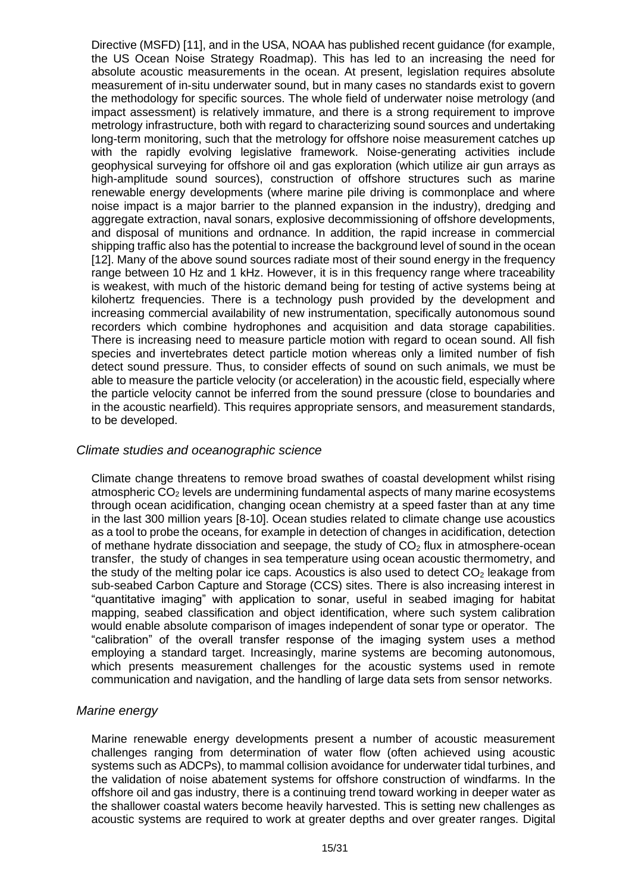Directive (MSFD) [11], and in the USA, NOAA has published recent guidance (for example, the US Ocean Noise Strategy Roadmap). This has led to an increasing the need for absolute acoustic measurements in the ocean. At present, legislation requires absolute measurement of in-situ underwater sound, but in many cases no standards exist to govern the methodology for specific sources. The whole field of underwater noise metrology (and impact assessment) is relatively immature, and there is a strong requirement to improve metrology infrastructure, both with regard to characterizing sound sources and undertaking long-term monitoring, such that the metrology for offshore noise measurement catches up with the rapidly evolving legislative framework. Noise-generating activities include geophysical surveying for offshore oil and gas exploration (which utilize air gun arrays as high-amplitude sound sources), construction of offshore structures such as marine renewable energy developments (where marine pile driving is commonplace and where noise impact is a major barrier to the planned expansion in the industry), dredging and aggregate extraction, naval sonars, explosive decommissioning of offshore developments, and disposal of munitions and ordnance. In addition, the rapid increase in commercial shipping traffic also has the potential to increase the background level of sound in the ocean [12]. Many of the above sound sources radiate most of their sound energy in the frequency range between 10 Hz and 1 kHz. However, it is in this frequency range where traceability is weakest, with much of the historic demand being for testing of active systems being at kilohertz frequencies. There is a technology push provided by the development and increasing commercial availability of new instrumentation, specifically autonomous sound recorders which combine hydrophones and acquisition and data storage capabilities. There is increasing need to measure particle motion with regard to ocean sound. All fish species and invertebrates detect particle motion whereas only a limited number of fish detect sound pressure. Thus, to consider effects of sound on such animals, we must be able to measure the particle velocity (or acceleration) in the acoustic field, especially where the particle velocity cannot be inferred from the sound pressure (close to boundaries and in the acoustic nearfield). This requires appropriate sensors, and measurement standards, to be developed.

### *Climate studies and oceanographic science*

Climate change threatens to remove broad swathes of coastal development whilst rising atmospheric $CO_2$ levels are undermining fundamental aspects of many marine ecosystems through ocean acidification, changing ocean chemistry at a speed faster than at any time in the last 300 million years [8-10]. Ocean studies related to climate change use acoustics as a tool to probe the oceans, for example in detection of changes in acidification, detection of methane hydrate dissociation and seepage, the study of $CO_2$ flux in atmosphere-ocean transfer, the study of changes in sea temperature using ocean acoustic thermometry, and the study of the melting polar ice caps. Acoustics is also used to detect $CO_2$ leakage from sub-seabed Carbon Capture and Storage (CCS) sites. There is also increasing interest in "quantitative imaging" with application to sonar, useful in seabed imaging for habitat mapping, seabed classification and object identification, where such system calibration would enable absolute comparison of images independent of sonar type or operator. The "calibration" of the overall transfer response of the imaging system uses a method employing a standard target. Increasingly, marine systems are becoming autonomous, which presents measurement challenges for the acoustic systems used in remote communication and navigation, and the handling of large data sets from sensor networks.

### *Marine energy*

Marine renewable energy developments present a number of acoustic measurement challenges ranging from determination of water flow (often achieved using acoustic systems such as ADCPs), to mammal collision avoidance for underwater tidal turbines, and the validation of noise abatement systems for offshore construction of windfarms. In the offshore oil and gas industry, there is a continuing trend toward working in deeper water as the shallower coastal waters become heavily harvested. This is setting new challenges as acoustic systems are required to work at greater depths and over greater ranges. Digital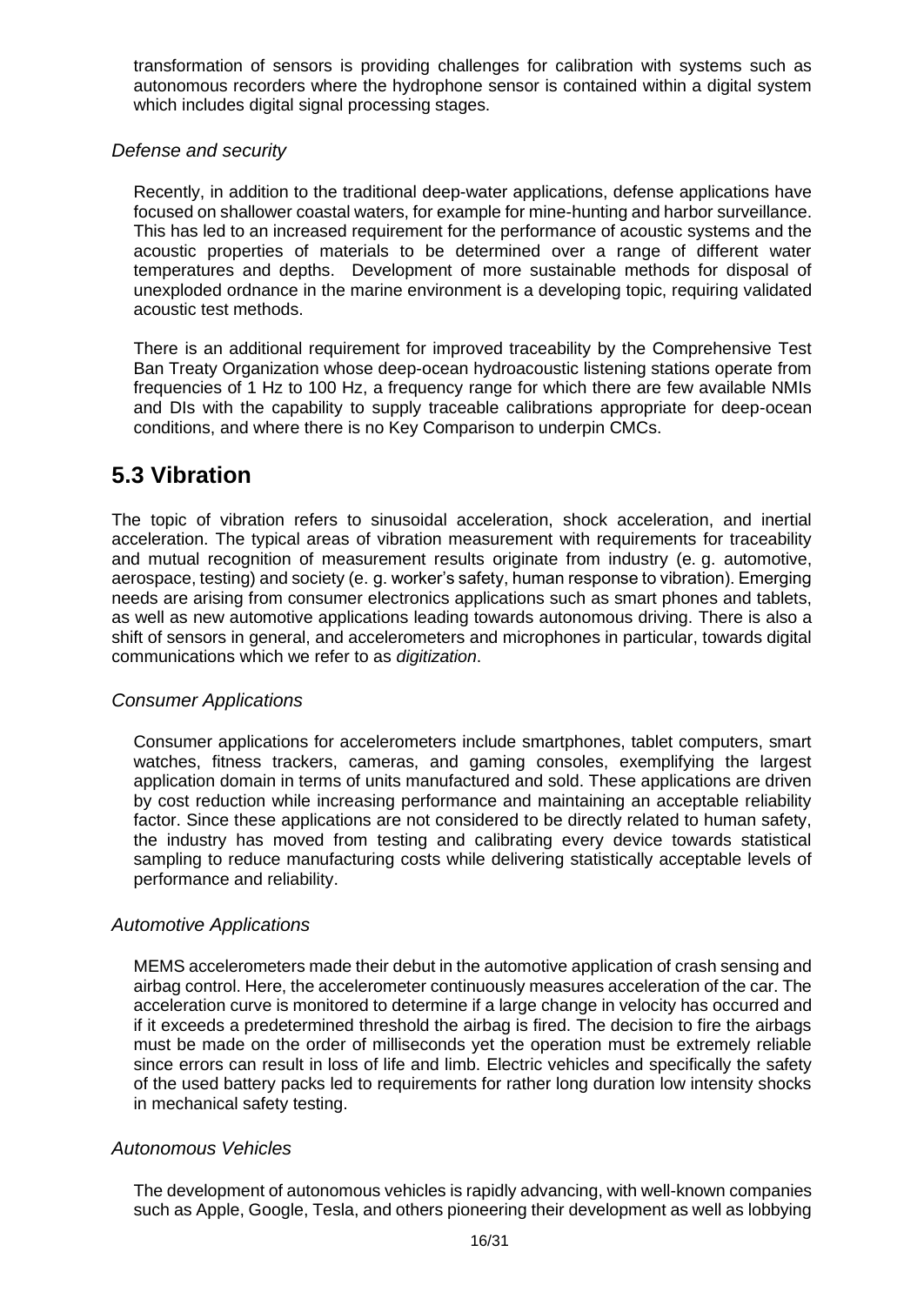transformation of sensors is providing challenges for calibration with systems such as autonomous recorders where the hydrophone sensor is contained within a digital system which includes digital signal processing stages.

### *Defense and security*

Recently, in addition to the traditional deep-water applications, defense applications have focused on shallower coastal waters, for example for mine-hunting and harbor surveillance. This has led to an increased requirement for the performance of acoustic systems and the acoustic properties of materials to be determined over a range of different water temperatures and depths. Development of more sustainable methods for disposal of unexploded ordnance in the marine environment is a developing topic, requiring validated acoustic test methods.

There is an additional requirement for improved traceability by the Comprehensive Test Ban Treaty Organization whose deep-ocean hydroacoustic listening stations operate from frequencies of 1 Hz to 100 Hz, a frequency range for which there are few available NMIs and DIs with the capability to supply traceable calibrations appropriate for deep-ocean conditions, and where there is no Key Comparison to underpin CMCs.

## 5.3 Vibration

The topic of vibration refers to sinusoidal acceleration, shock acceleration, and inertial acceleration. The typical areas of vibration measurement with requirements for traceability and mutual recognition of measurement results originate from industry (e. g. automotive, aerospace, testing) and society (e. g. worker's safety, human response to vibration). Emerging needs are arising from consumer electronics applications such as smart phones and tablets, as well as new automotive applications leading towards autonomous driving. There is also a shift of sensors in general, and accelerometers and microphones in particular, towards digital communications which we refer to as *digitization*.

### *Consumer Applications*

Consumer applications for accelerometers include smartphones, tablet computers, smart watches, fitness trackers, cameras, and gaming consoles, exemplifying the largest application domain in terms of units manufactured and sold. These applications are driven by cost reduction while increasing performance and maintaining an acceptable reliability factor. Since these applications are not considered to be directly related to human safety, the industry has moved from testing and calibrating every device towards statistical sampling to reduce manufacturing costs while delivering statistically acceptable levels of performance and reliability.

### *Automotive Applications*

MEMS accelerometers made their debut in the automotive application of crash sensing and airbag control. Here, the accelerometer continuously measures acceleration of the car. The acceleration curve is monitored to determine if a large change in velocity has occurred and if it exceeds a predetermined threshold the airbag is fired. The decision to fire the airbags must be made on the order of milliseconds yet the operation must be extremely reliable since errors can result in loss of life and limb. Electric vehicles and specifically the safety of the used battery packs led to requirements for rather long duration low intensity shocks in mechanical safety testing.

### *Autonomous Vehicles*

The development of autonomous vehicles is rapidly advancing, with well-known companies such as Apple, Google, Tesla, and others pioneering their development as well as lobbying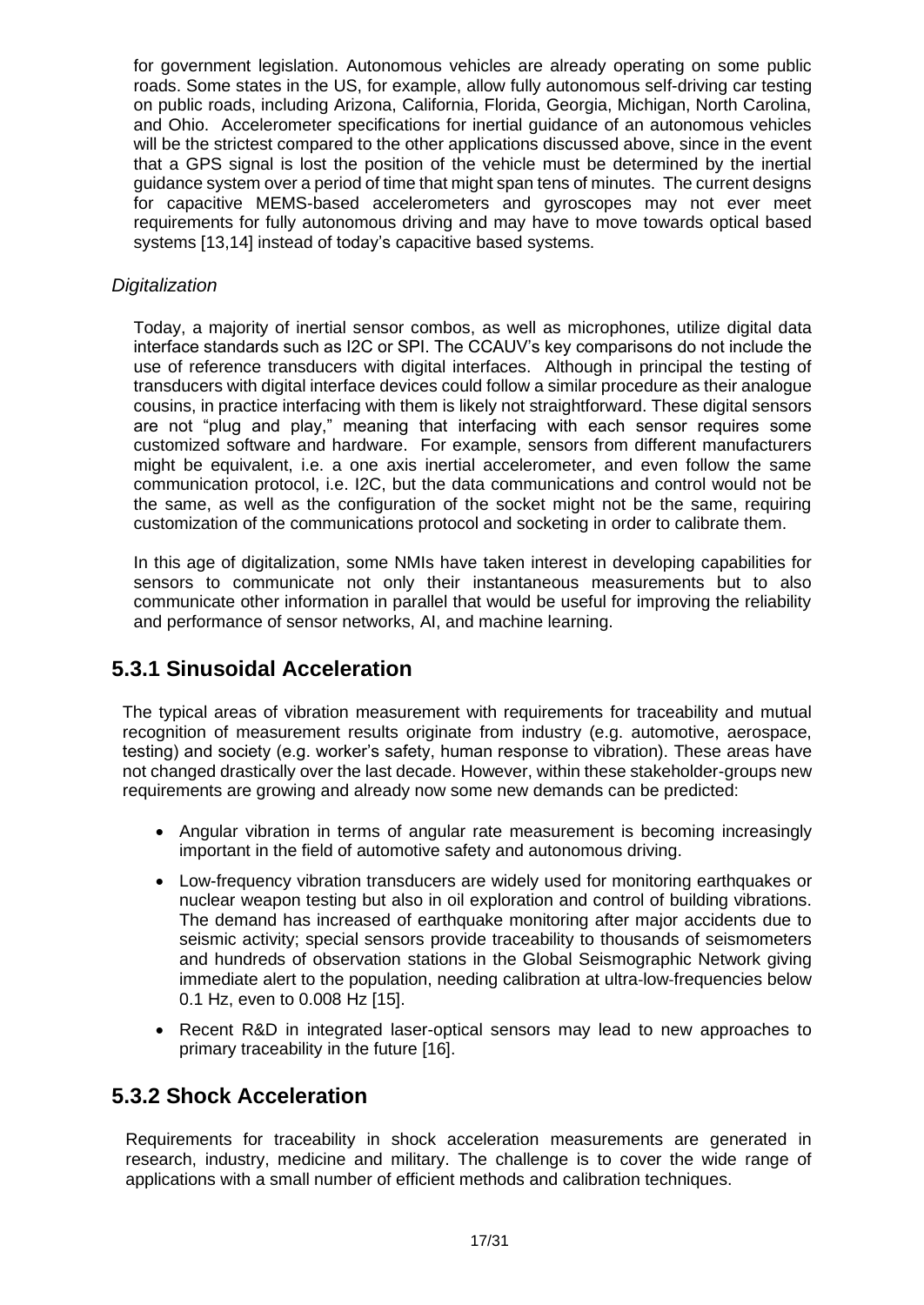for government legislation. Autonomous vehicles are already operating on some public roads. Some states in the US, for example, allow fully autonomous self-driving car testing on public roads, including Arizona, California, Florida, Georgia, Michigan, North Carolina, and Ohio. Accelerometer specifications for inertial guidance of an autonomous vehicles will be the strictest compared to the other applications discussed above, since in the event that a GPS signal is lost the position of the vehicle must be determined by the inertial guidance system over a period of time that might span tens of minutes. The current designs for capacitive MEMS-based accelerometers and gyroscopes may not ever meet requirements for fully autonomous driving and may have to move towards optical based systems [13,14] instead of today's capacitive based systems.

*Digitalization*

Today, a majority of inertial sensor combos, as well as microphones, utilize digital data interface standards such as I2C or SPI. The CCAUV's key comparisons do not include the use of reference transducers with digital interfaces. Although in principal the testing of transducers with digital interface devices could follow a similar procedure as their analogue cousins, in practice interfacing with them is likely not straightforward. These digital sensors are not "plug and play," meaning that interfacing with each sensor requires some customized software and hardware. For example, sensors from different manufacturers might be equivalent, i.e. a one axis inertial accelerometer, and even follow the same communication protocol, i.e. I2C, but the data communications and control would not be the same, as well as the configuration of the socket might not be the same, requiring customization of the communications protocol and socketing in order to calibrate them.

In this age of digitalization, some NMIs have taken interest in developing capabilities for sensors to communicate not only their instantaneous measurements but to also communicate other information in parallel that would be useful for improving the reliability and performance of sensor networks, AI, and machine learning.

## 5.3.1 Sinusoidal Acceleration

The typical areas of vibration measurement with requirements for traceability and mutual recognition of measurement results originate from industry (e.g. automotive, aerospace, testing) and society (e.g. worker's safety, human response to vibration). These areas have not changed drastically over the last decade. However, within these stakeholder-groups new requirements are growing and already now some new demands can be predicted:

- Angular vibration in terms of angular rate measurement is becoming increasingly important in the field of automotive safety and autonomous driving.
- Low-frequency vibration transducers are widely used for monitoring earthquakes or nuclear weapon testing but also in oil exploration and control of building vibrations. The demand has increased of earthquake monitoring after major accidents due to seismic activity; special sensors provide traceability to thousands of seismometers and hundreds of observation stations in the Global Seismographic Network giving immediate alert to the population, needing calibration at ultra-low-frequencies below 0.1 Hz, even to 0.008 Hz [15].
- Recent R&D in integrated laser-optical sensors may lead to new approaches to primary traceability in the future [16].

## 5.3.2 Shock Acceleration

Requirements for traceability in shock acceleration measurements are generated in research, industry, medicine and military. The challenge is to cover the wide range of applications with a small number of efficient methods and calibration techniques.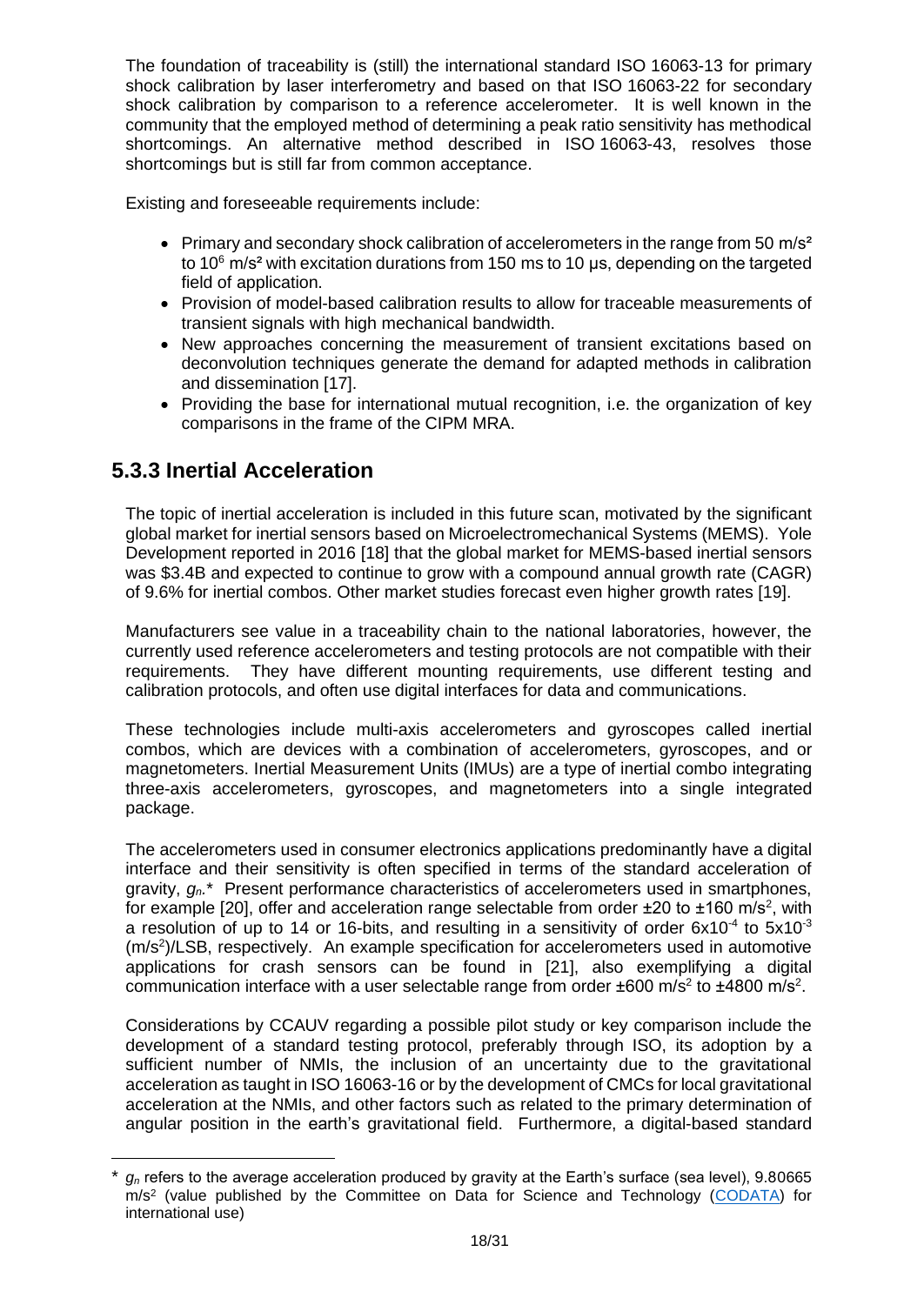The foundation of traceability is (still) the international standard ISO 16063-13 for primary shock calibration by laser interferometry and based on that ISO 16063-22 for secondary shock calibration by comparison to a reference accelerometer. It is well known in the community that the employed method of determining a peak ratio sensitivity has methodical shortcomings. An alternative method described in ISO 16063-43, resolves those shortcomings but is still far from common acceptance.

Existing and foreseeable requirements include:

- Primary and secondary shock calibration of accelerometers in the range from 50 m/s² to $10^6$ m/s² with excitation durations from 150 ms to 10 µs, depending on the targeted field of application.
- Provision of model-based calibration results to allow for traceable measurements of transient signals with high mechanical bandwidth.
- New approaches concerning the measurement of transient excitations based on deconvolution techniques generate the demand for adapted methods in calibration and dissemination [17].
- Providing the base for international mutual recognition, i.e. the organization of key comparisons in the frame of the CIPM MRA.

### 5.3.3 Inertial Acceleration

The topic of inertial acceleration is included in this future scan, motivated by the significant global market for inertial sensors based on Microelectromechanical Systems (MEMS). Yole Development reported in 2016 [18] that the global market for MEMS-based inertial sensors was $3.4B and expected to continue to grow with a compound annual growth rate (CAGR) of 9.6% for inertial combos. Other market studies forecast even higher growth rates [19].

Manufacturers see value in a traceability chain to the national laboratories, however, the currently used reference accelerometers and testing protocols are not compatible with their requirements. They have different mounting requirements, use different testing and calibration protocols, and often use digital interfaces for data and communications.

These technologies include multi-axis accelerometers and gyroscopes called inertial combos, which are devices with a combination of accelerometers, gyroscopes, and or magnetometers. Inertial Measurement Units (IMUs) are a type of inertial combo integrating three-axis accelerometers, gyroscopes, and magnetometers into a single integrated package.

The accelerometers used in consumer electronics applications predominantly have a digital interface and their sensitivity is often specified in terms of the standard acceleration of gravity, $g_n$.* Present performance characteristics of accelerometers used in smartphones, for example [20], offer and acceleration range selectable from order ±20 to ±160 m/s², with a resolution of up to 14 or 16-bits, and resulting in a sensitivity of order $6 \times 10^{-4}$ to $5 \times 10^{-3}$ (m/s²)/LSB, respectively. An example specification for accelerometers used in automotive applications for crash sensors can be found in [21], also exemplifying a digital communication interface with a user selectable range from order ±600 m/s² to ±4800 m/s².

Considerations by CCAUV regarding a possible pilot study or key comparison include the development of a standard testing protocol, preferably through ISO, its adoption by a sufficient number of NMIs, the inclusion of an uncertainty due to the gravitational acceleration as taught in ISO 16063-16 or by the development of CMCs for local gravitational acceleration at the NMIs, and other factors such as related to the primary determination of angular position in the earth's gravitational field. Furthermore, a digital-based standard

---

\* $g_n$ refers to the average acceleration produced by gravity at the Earth's surface (sea level), 9.80665 m/s² (value published by the Committee on Data for Science and Technology (CODATA) for international use)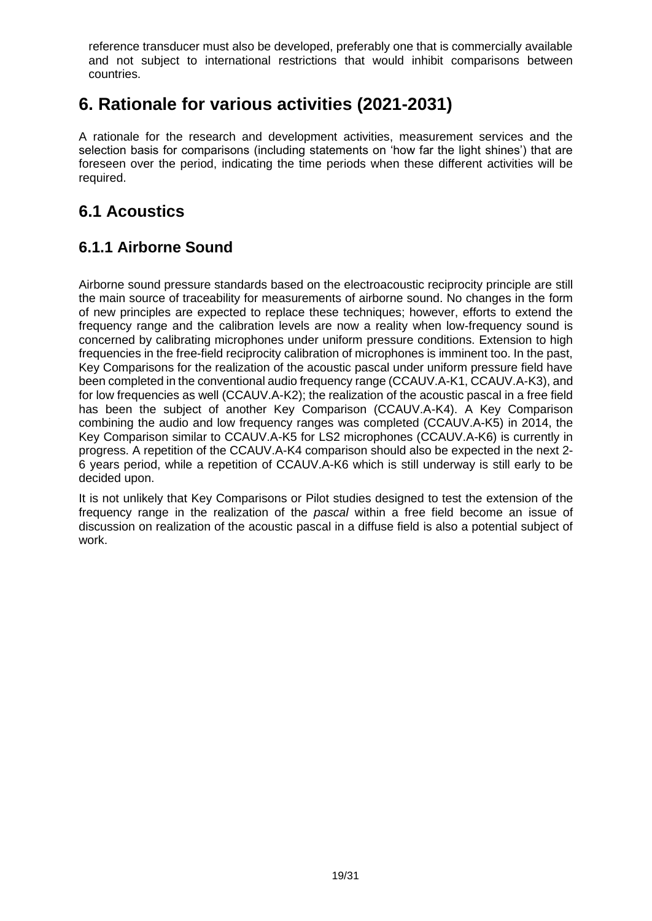reference transducer must also be developed, preferably one that is commercially available and not subject to international restrictions that would inhibit comparisons between countries.

# 6. Rationale for various activities (2021-2031)

A rationale for the research and development activities, measurement services and the selection basis for comparisons (including statements on 'how far the light shines') that are foreseen over the period, indicating the time periods when these different activities will be required.

## 6.1 Acoustics

### 6.1.1 Airborne Sound

Airborne sound pressure standards based on the electroacoustic reciprocity principle are still the main source of traceability for measurements of airborne sound. No changes in the form of new principles are expected to replace these techniques; however, efforts to extend the frequency range and the calibration levels are now a reality when low-frequency sound is concerned by calibrating microphones under uniform pressure conditions. Extension to high frequencies in the free-field reciprocity calibration of microphones is imminent too. In the past, Key Comparisons for the realization of the acoustic pascal under uniform pressure field have been completed in the conventional audio frequency range (CCAUV.A-K1, CCAUV.A-K3), and for low frequencies as well (CCAUV.A-K2); the realization of the acoustic pascal in a free field has been the subject of another Key Comparison (CCAUV.A-K4). A Key Comparison combining the audio and low frequency ranges was completed (CCAUV.A-K5) in 2014, the Key Comparison similar to CCAUV.A-K5 for LS2 microphones (CCAUV.A-K6) is currently in progress. A repetition of the CCAUV.A-K4 comparison should also be expected in the next 2-6 years period, while a repetition of CCAUV.A-K6 which is still underway is still early to be decided upon.

It is not unlikely that Key Comparisons or Pilot studies designed to test the extension of the frequency range in the realization of the *pascal* within a free field become an issue of discussion on realization of the acoustic pascal in a diffuse field is also a potential subject of work.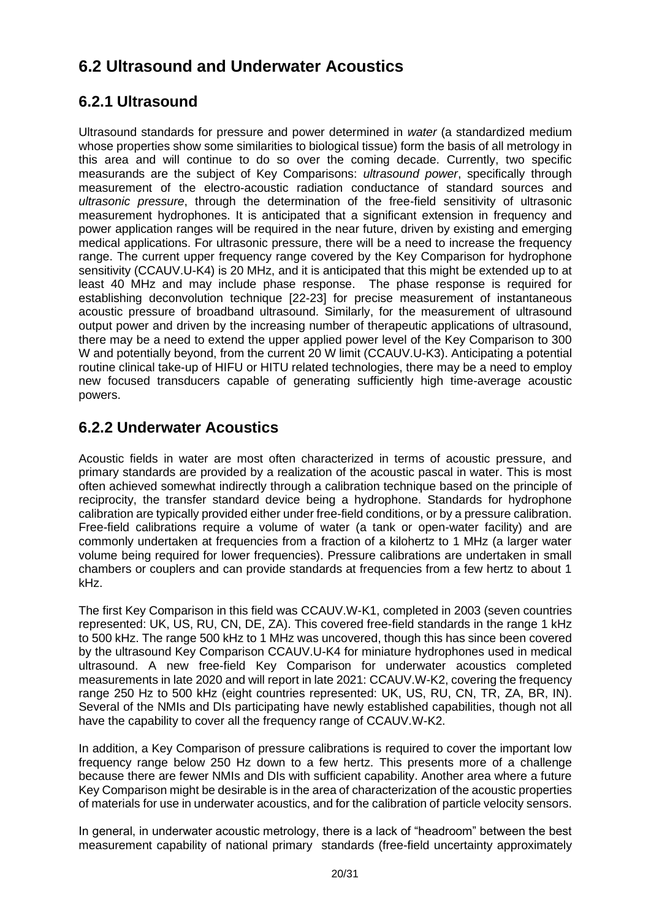## 6.2 Ultrasound and Underwater Acoustics

### 6.2.1 Ultrasound

Ultrasound standards for pressure and power determined in *water* (a standardized medium whose properties show some similarities to biological tissue) form the basis of all metrology in this area and will continue to do so over the coming decade. Currently, two specific measurands are the subject of Key Comparisons: *ultrasound power*, specifically through measurement of the electro-acoustic radiation conductance of standard sources and *ultrasonic pressure*, through the determination of the free-field sensitivity of ultrasonic measurement hydrophones. It is anticipated that a significant extension in frequency and power application ranges will be required in the near future, driven by existing and emerging medical applications. For ultrasonic pressure, there will be a need to increase the frequency range. The current upper frequency range covered by the Key Comparison for hydrophone sensitivity (CCAUV.U-K4) is 20 MHz, and it is anticipated that this might be extended up to at least 40 MHz and may include phase response. The phase response is required for establishing deconvolution technique [22-23] for precise measurement of instantaneous acoustic pressure of broadband ultrasound. Similarly, for the measurement of ultrasound output power and driven by the increasing number of therapeutic applications of ultrasound, there may be a need to extend the upper applied power level of the Key Comparison to 300 W and potentially beyond, from the current 20 W limit (CCAUV.U-K3). Anticipating a potential routine clinical take-up of HIFU or HITU related technologies, there may be a need to employ new focused transducers capable of generating sufficiently high time-average acoustic powers.

### 6.2.2 Underwater Acoustics

Acoustic fields in water are most often characterized in terms of acoustic pressure, and primary standards are provided by a realization of the acoustic pascal in water. This is most often achieved somewhat indirectly through a calibration technique based on the principle of reciprocity, the transfer standard device being a hydrophone. Standards for hydrophone calibration are typically provided either under free-field conditions, or by a pressure calibration. Free-field calibrations require a volume of water (a tank or open-water facility) and are commonly undertaken at frequencies from a fraction of a kilohertz to 1 MHz (a larger water volume being required for lower frequencies). Pressure calibrations are undertaken in small chambers or couplers and can provide standards at frequencies from a few hertz to about 1 kHz.

The first Key Comparison in this field was CCAUV.W-K1, completed in 2003 (seven countries represented: UK, US, RU, CN, DE, ZA). This covered free-field standards in the range 1 kHz to 500 kHz. The range 500 kHz to 1 MHz was uncovered, though this has since been covered by the ultrasound Key Comparison CCAUV.U-K4 for miniature hydrophones used in medical ultrasound. A new free-field Key Comparison for underwater acoustics completed measurements in late 2020 and will report in late 2021: CCAUV.W-K2, covering the frequency range 250 Hz to 500 kHz (eight countries represented: UK, US, RU, CN, TR, ZA, BR, IN). Several of the NMIs and DIs participating have newly established capabilities, though not all have the capability to cover all the frequency range of CCAUV.W-K2.

In addition, a Key Comparison of pressure calibrations is required to cover the important low frequency range below 250 Hz down to a few hertz. This presents more of a challenge because there are fewer NMIs and DIs with sufficient capability. Another area where a future Key Comparison might be desirable is in the area of characterization of the acoustic properties of materials for use in underwater acoustics, and for the calibration of particle velocity sensors.

In general, in underwater acoustic metrology, there is a lack of "headroom" between the best measurement capability of national primary standards (free-field uncertainty approximately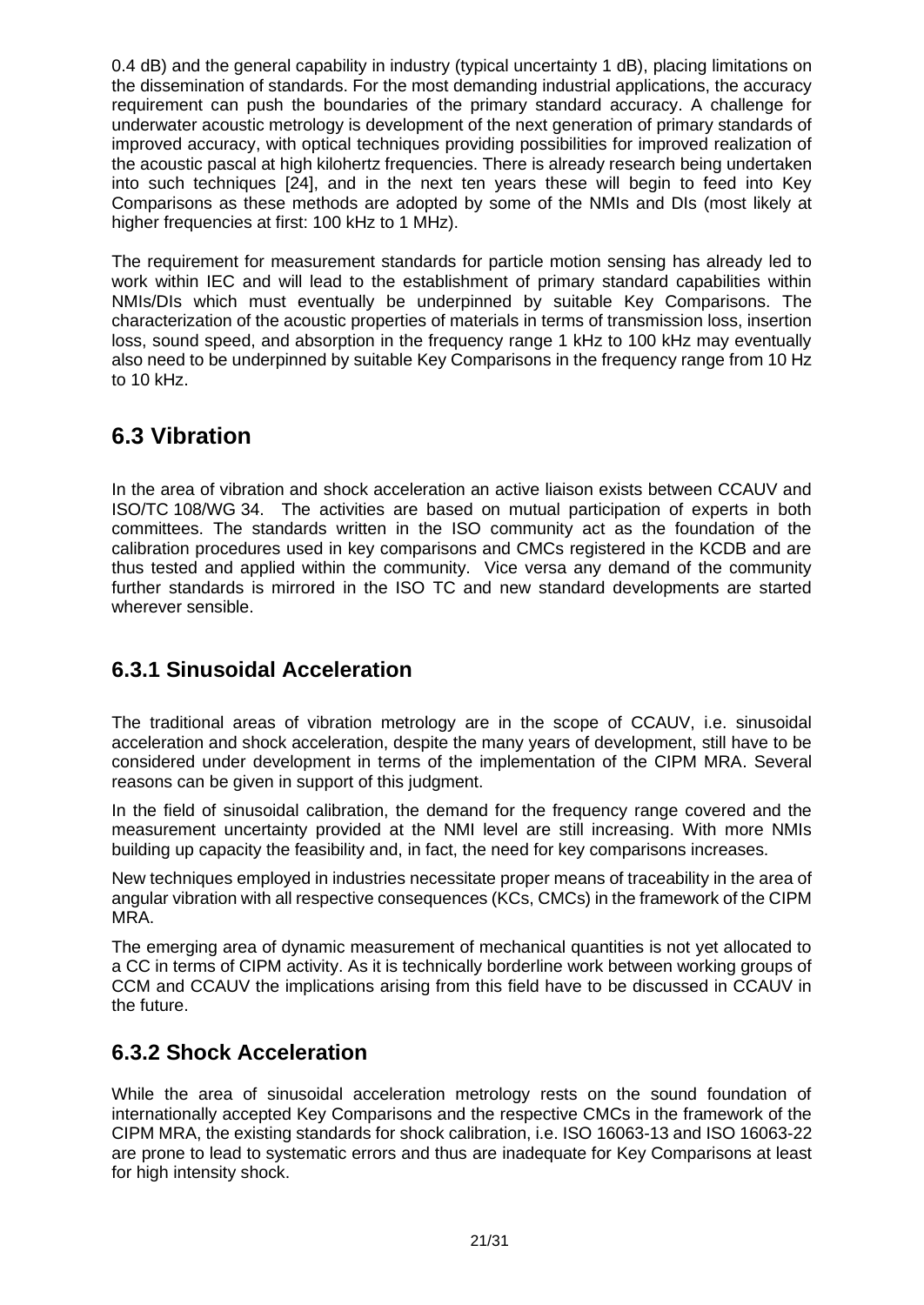0.4 dB) and the general capability in industry (typical uncertainty 1 dB), placing limitations on the dissemination of standards. For the most demanding industrial applications, the accuracy requirement can push the boundaries of the primary standard accuracy. A challenge for underwater acoustic metrology is development of the next generation of primary standards of improved accuracy, with optical techniques providing possibilities for improved realization of the acoustic pascal at high kilohertz frequencies. There is already research being undertaken into such techniques [24], and in the next ten years these will begin to feed into Key Comparisons as these methods are adopted by some of the NMIs and DIs (most likely at higher frequencies at first: 100 kHz to 1 MHz).

The requirement for measurement standards for particle motion sensing has already led to work within IEC and will lead to the establishment of primary standard capabilities within NMIs/DIs which must eventually be underpinned by suitable Key Comparisons. The characterization of the acoustic properties of materials in terms of transmission loss, insertion loss, sound speed, and absorption in the frequency range 1 kHz to 100 kHz may eventually also need to be underpinned by suitable Key Comparisons in the frequency range from 10 Hz to 10 kHz.

## 6.3 Vibration

In the area of vibration and shock acceleration an active liaison exists between CCAUV and ISO/TC 108/WG 34. The activities are based on mutual participation of experts in both committees. The standards written in the ISO community act as the foundation of the calibration procedures used in key comparisons and CMCs registered in the KCDB and are thus tested and applied within the community. Vice versa any demand of the community further standards is mirrored in the ISO TC and new standard developments are started wherever sensible.

### 6.3.1 Sinusoidal Acceleration

The traditional areas of vibration metrology are in the scope of CCAUV, i.e. sinusoidal acceleration and shock acceleration, despite the many years of development, still have to be considered under development in terms of the implementation of the CIPM MRA. Several reasons can be given in support of this judgment.

In the field of sinusoidal calibration, the demand for the frequency range covered and the measurement uncertainty provided at the NMI level are still increasing. With more NMIs building up capacity the feasibility and, in fact, the need for key comparisons increases.

New techniques employed in industries necessitate proper means of traceability in the area of angular vibration with all respective consequences (KCs, CMCs) in the framework of the CIPM MRA.

The emerging area of dynamic measurement of mechanical quantities is not yet allocated to a CC in terms of CIPM activity. As it is technically borderline work between working groups of CCM and CCAUV the implications arising from this field have to be discussed in CCAUV in the future.

### 6.3.2 Shock Acceleration

While the area of sinusoidal acceleration metrology rests on the sound foundation of internationally accepted Key Comparisons and the respective CMCs in the framework of the CIPM MRA, the existing standards for shock calibration, i.e. ISO 16063-13 and ISO 16063-22 are prone to lead to systematic errors and thus are inadequate for Key Comparisons at least for high intensity shock.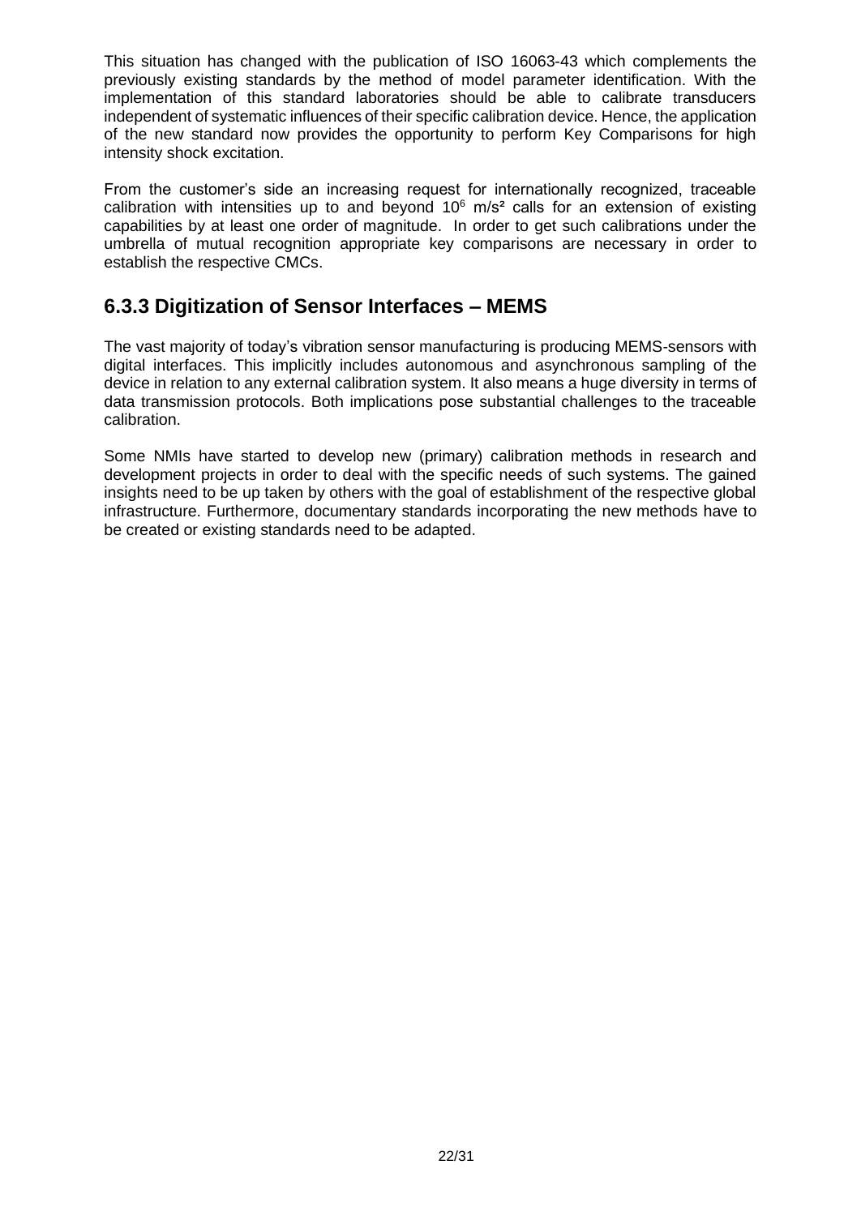This situation has changed with the publication of ISO 16063-43 which complements the previously existing standards by the method of model parameter identification. With the implementation of this standard laboratories should be able to calibrate transducers independent of systematic influences of their specific calibration device. Hence, the application of the new standard now provides the opportunity to perform Key Comparisons for high intensity shock excitation.

From the customer's side an increasing request for internationally recognized, traceable calibration with intensities up to and beyond $10^6$ m/s² calls for an extension of existing capabilities by at least one order of magnitude. In order to get such calibrations under the umbrella of mutual recognition appropriate key comparisons are necessary in order to establish the respective CMCs.

### 6.3.3 Digitization of Sensor Interfaces – MEMS

The vast majority of today's vibration sensor manufacturing is producing MEMS-sensors with digital interfaces. This implicitly includes autonomous and asynchronous sampling of the device in relation to any external calibration system. It also means a huge diversity in terms of data transmission protocols. Both implications pose substantial challenges to the traceable calibration.

Some NMIs have started to develop new (primary) calibration methods in research and development projects in order to deal with the specific needs of such systems. The gained insights need to be up taken by others with the goal of establishment of the respective global infrastructure. Furthermore, documentary standards incorporating the new methods have to be created or existing standards need to be adapted.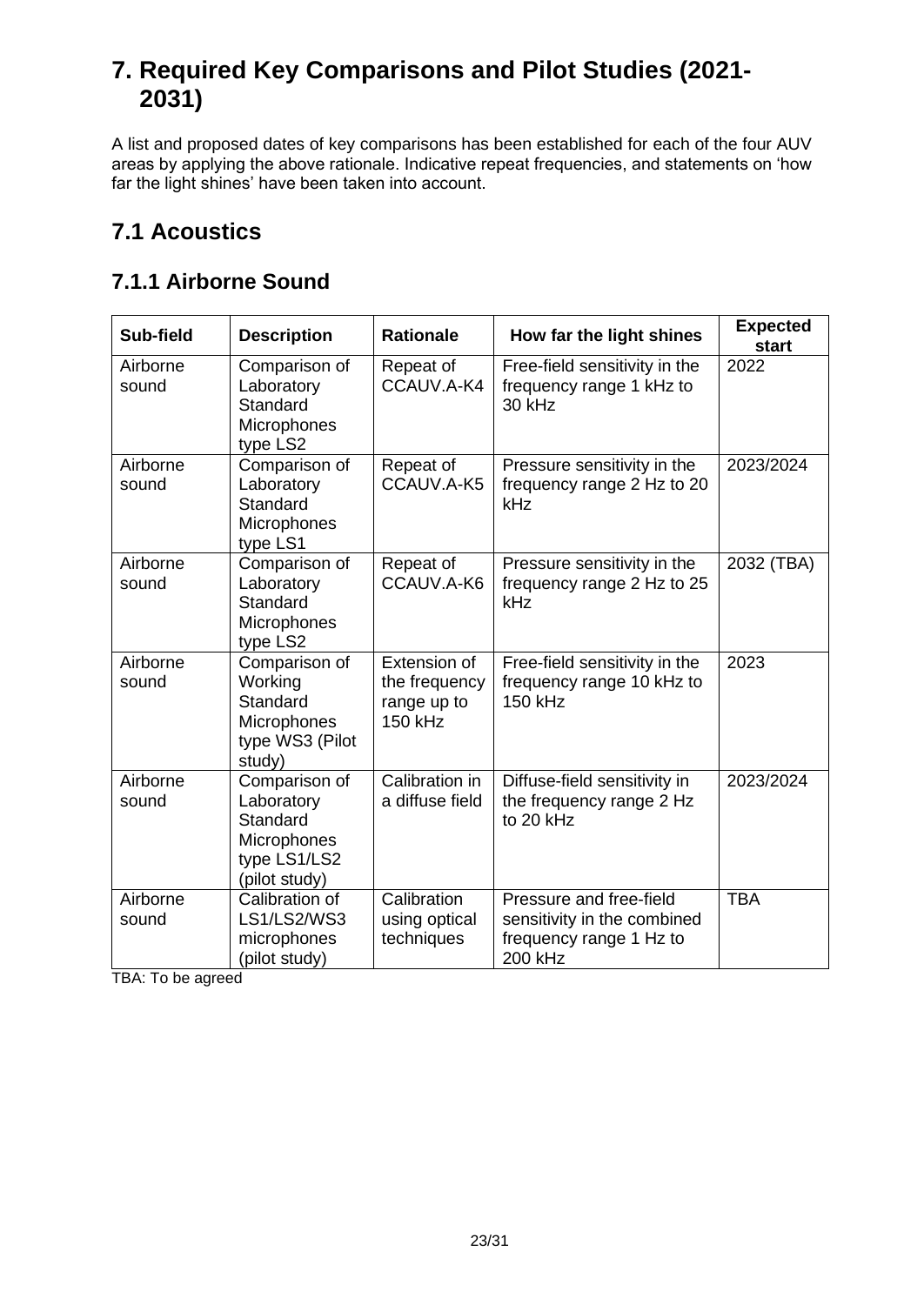# 7. Required Key Comparisons and Pilot Studies (2021-2031)

A list and proposed dates of key comparisons has been established for each of the four AUV areas by applying the above rationale. Indicative repeat frequencies, and statements on 'how far the light shines' have been taken into account.

## 7.1 Acoustics

### 7.1.1 Airborne Sound

| Sub-field | Description | Rationale | How far the light shines | Expected start |
|---|---|---|---|---|
| Airborne sound | Comparison of Laboratory Standard Microphones type LS2 | Repeat of CCAUV.A-K4 | Free-field sensitivity in the frequency range 1 kHz to 30 kHz | 2022 |
| Airborne sound | Comparison of Laboratory Standard Microphones type LS1 | Repeat of CCAUV.A-K5 | Pressure sensitivity in the frequency range 2 Hz to 20 kHz | 2023/2024 |
| Airborne sound | Comparison of Laboratory Standard Microphones type LS2 | Repeat of CCAUV.A-K6 | Pressure sensitivity in the frequency range 2 Hz to 25 kHz | 2032 (TBA) |
| Airborne sound | Comparison of Working Standard Microphones type WS3 (Pilot study) | Extension of the frequency range up to 150 kHz | Free-field sensitivity in the frequency range 10 kHz to 150 kHz | 2023 |
| Airborne sound | Comparison of Laboratory Standard Microphones type LS1/LS2 (pilot study) | Calibration in a diffuse field | Diffuse-field sensitivity in the frequency range 2 Hz to 20 kHz | 2023/2024 |
| Airborne sound | Calibration of LS1/LS2/WS3 microphones (pilot study) | Calibration using optical techniques | Pressure and free-field sensitivity in the combined frequency range 1 Hz to 200 kHz | TBA |

TBA: To be agreed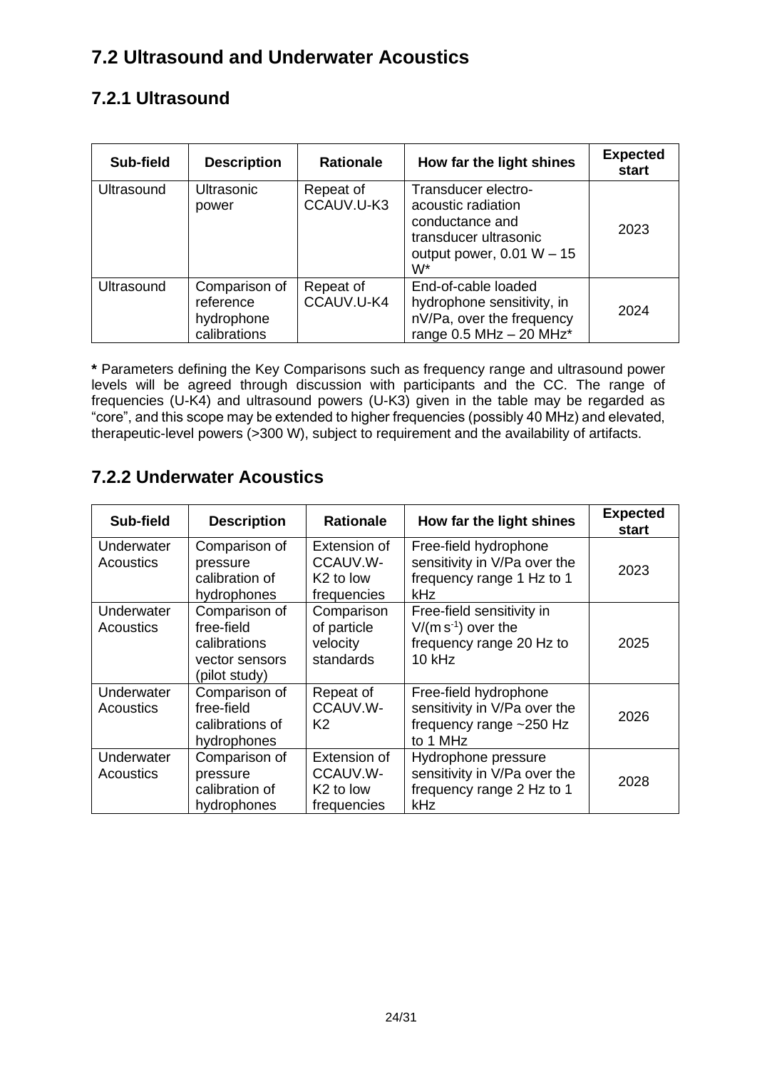## 7.2 Ultrasound and Underwater Acoustics

### 7.2.1 Ultrasound

| Sub-field | Description | Rationale | How far the light shines | Expected start |
|---|---|---|---|---|
| Ultrasound | Ultrasonic power | Repeat of CCAUV.U-K3 | Transducer electro-acoustic radiation conductance and transducer ultrasonic output power, 0.01 W – 15 W* | 2023 |
| Ultrasound | Comparison of reference hydrophone calibrations | Repeat of CCAUV.U-K4 | End-of-cable loaded hydrophone sensitivity, in nV/Pa, over the frequency range 0.5 MHz – 20 MHz* | 2024 |

**\*** Parameters defining the Key Comparisons such as frequency range and ultrasound power levels will be agreed through discussion with participants and the CC. The range of frequencies (U-K4) and ultrasound powers (U-K3) given in the table may be regarded as “core”, and this scope may be extended to higher frequencies (possibly 40 MHz) and elevated, therapeutic-level powers (>300 W), subject to requirement and the availability of artifacts.

### 7.2.2 Underwater Acoustics

| Sub-field | Description | Rationale | How far the light shines | Expected start |
|---|---|---|---|---|
| Underwater Acoustics | Comparison of pressure calibration of hydrophones | Extension of CCAUV.W-K2 to low frequencies | Free-field hydrophone sensitivity in V/Pa over the frequency range 1 Hz to 1 kHz | 2023 |
| Underwater Acoustics | Comparison of free-field calibrations vector sensors (pilot study) | Comparison of particle velocity standards | Free-field sensitivity in $V/(m\,s^{-1})$ over the frequency range 20 Hz to 10 kHz | 2025 |
| Underwater Acoustics | Comparison of free-field calibrations of hydrophones | Repeat of CCAUV.W-K2 | Free-field hydrophone sensitivity in V/Pa over the frequency range ~250 Hz to 1 MHz | 2026 |
| Underwater Acoustics | Comparison of pressure calibration of hydrophones | Extension of CCAUV.W-K2 to low frequencies | Hydrophone pressure sensitivity in V/Pa over the frequency range 2 Hz to 1 kHz | 2028 |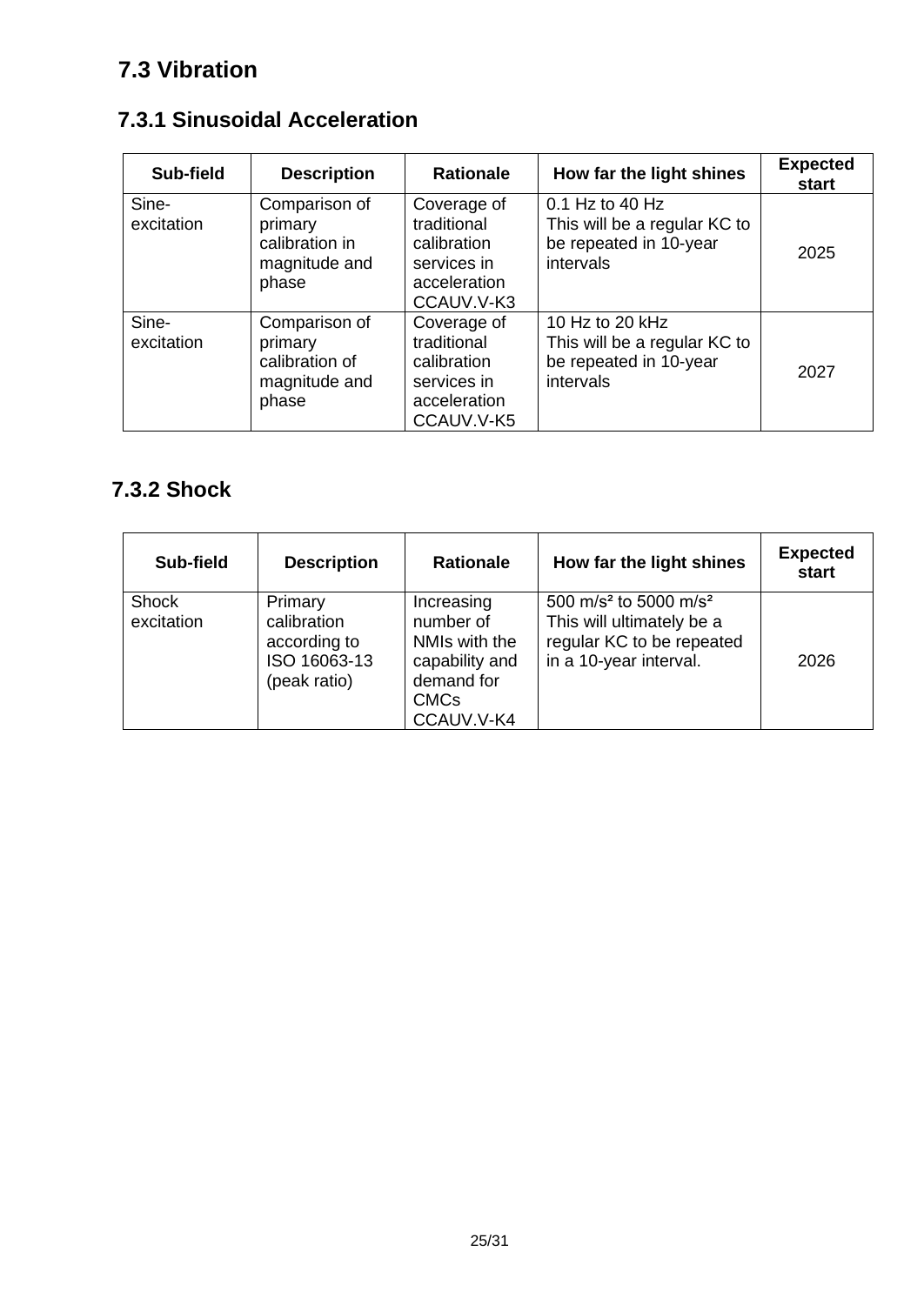## 7.3 Vibration

### 7.3.1 Sinusoidal Acceleration

| Sub-field | Description | Rationale | How far the light shines | Expected start |
|---|---|---|---|---|
| Sine-excitation | Comparison of primary calibration in magnitude and phase | Coverage of traditional calibration services in acceleration CCAUV.V-K3 | 0.1 Hz to 40 Hz This will be a regular KC to be repeated in 10-year intervals | 2025 |
| Sine-excitation | Comparison of primary calibration of magnitude and phase | Coverage of traditional calibration services in acceleration CCAUV.V-K5 | 10 Hz to 20 kHz This will be a regular KC to be repeated in 10-year intervals | 2027 |

### 7.3.2 Shock

| Sub-field | Description | Rationale | How far the light shines | Expected start |
|---|---|---|---|---|
| Shock excitation | Primary calibration according to ISO 16063-13 (peak ratio) | Increasing number of NMIs with the capability and demand for CMCs CCAUV.V-K4 | 500 m/s² to 5000 m/s² This will ultimately be a regular KC to be repeated in a 10-year interval. | 2026 |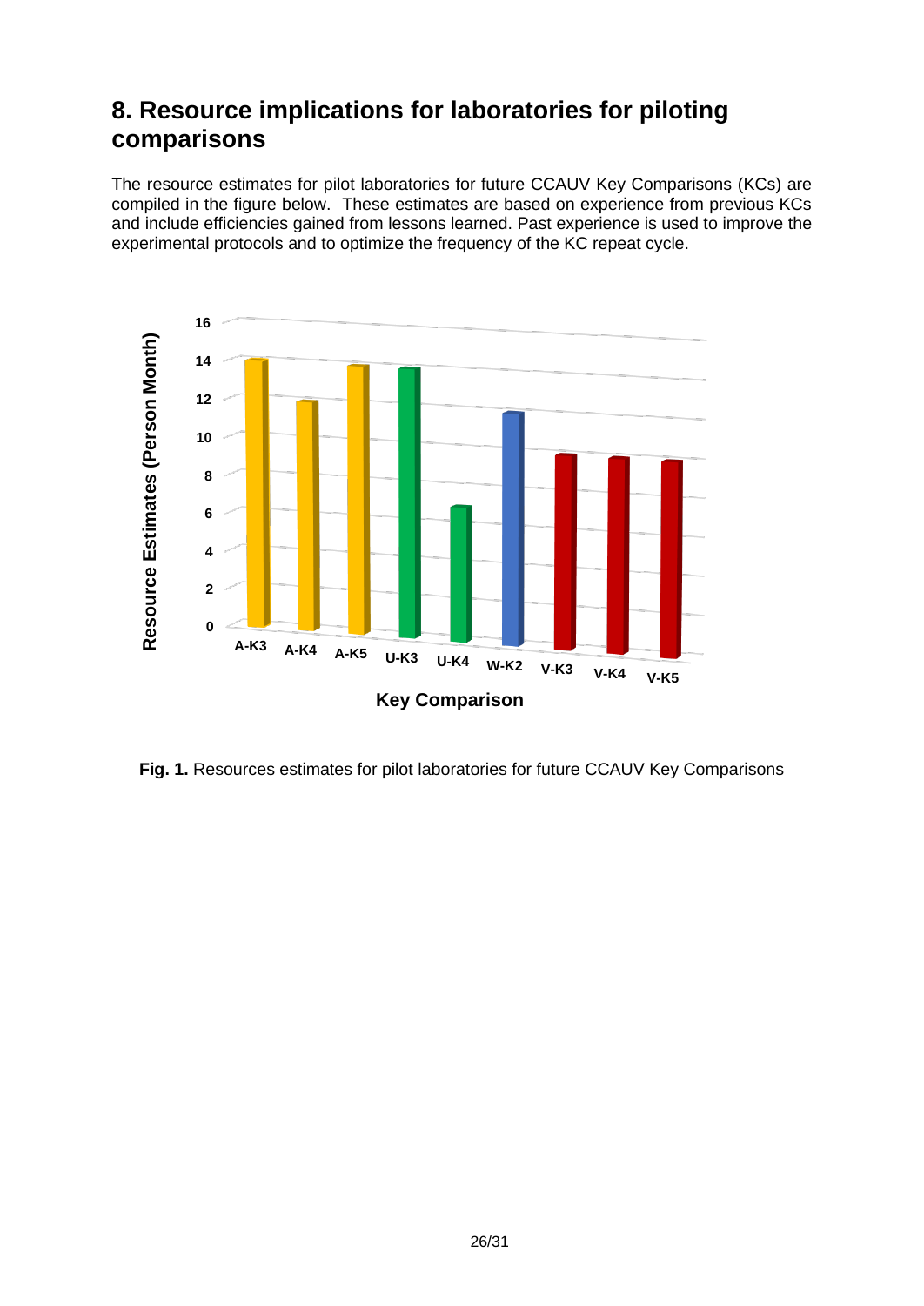## 8. Resource implications for laboratories for piloting comparisons

The resource estimates for pilot laboratories for future CCAUV Key Comparisons (KCs) are compiled in the figure below. These estimates are based on experience from previous KCs and include efficiencies gained from lessons learned. Past experience is used to improve the experimental protocols and to optimize the frequency of the KC repeat cycle.

**Fig. 1.** Resources estimates for pilot laboratories for future CCAUV Key Comparisons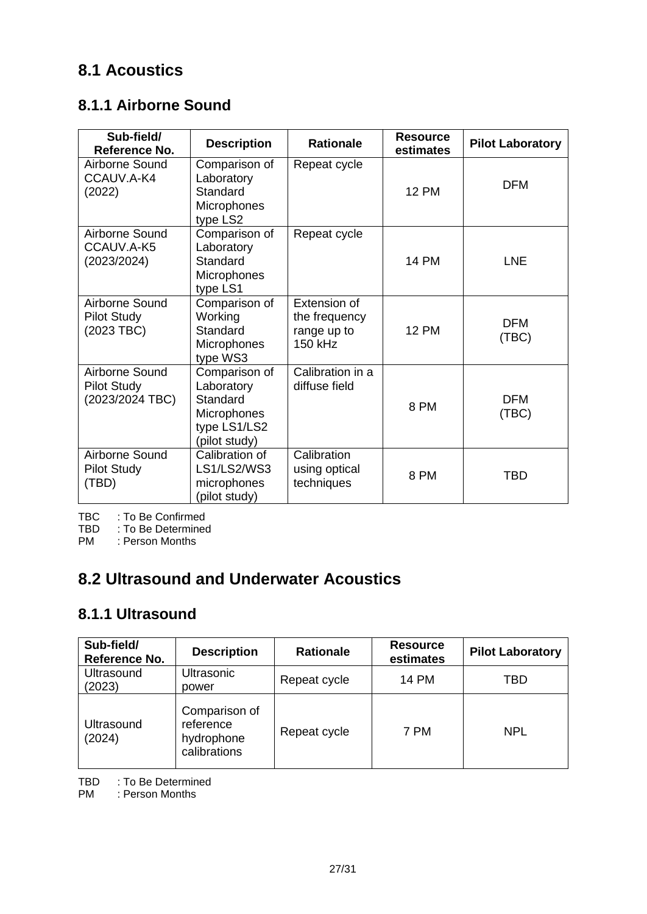## 8.1 Acoustics

### 8.1.1 Airborne Sound

| Sub-field/ Reference No. | Description | Rationale | Resource estimates | Pilot Laboratory |
|---|---|---|---|---|
| Airborne Sound CCAUV.A-K4 (2022) | Comparison of Laboratory Standard Microphones type LS2 | Repeat cycle | 12 PM | DFM |
| Airborne Sound CCAUV.A-K5 (2023/2024) | Comparison of Laboratory Standard Microphones type LS1 | Repeat cycle | 14 PM | LNE |
| Airborne Sound Pilot Study (2023 TBC) | Comparison of Working Standard Microphones type WS3 | Extension of the frequency range up to 150 kHz | 12 PM | DFM (TBC) |
| Airborne Sound Pilot Study (2023/2024 TBC) | Comparison of Laboratory Standard Microphones type LS1/LS2 (pilot study) | Calibration in a diffuse field | 8 PM | DFM (TBC) |
| Airborne Sound Pilot Study (TBD) | Calibration of LS1/LS2/WS3 microphones (pilot study) | Calibration using optical techniques | 8 PM | TBD |

TBC : To Be Confirmed
TBD : To Be Determined
PM : Person Months

## 8.2 Ultrasound and Underwater Acoustics

### 8.1.1 Ultrasound

| Sub-field/ Reference No. | Description | Rationale | Resource estimates | Pilot Laboratory |
|---|---|---|---|---|
| Ultrasound (2023) | Ultrasonic power | Repeat cycle | 14 PM | TBD |
| Ultrasound (2024) | Comparison of reference hydrophone calibrations | Repeat cycle | 7 PM | NPL |

TBD : To Be Determined
PM : Person Months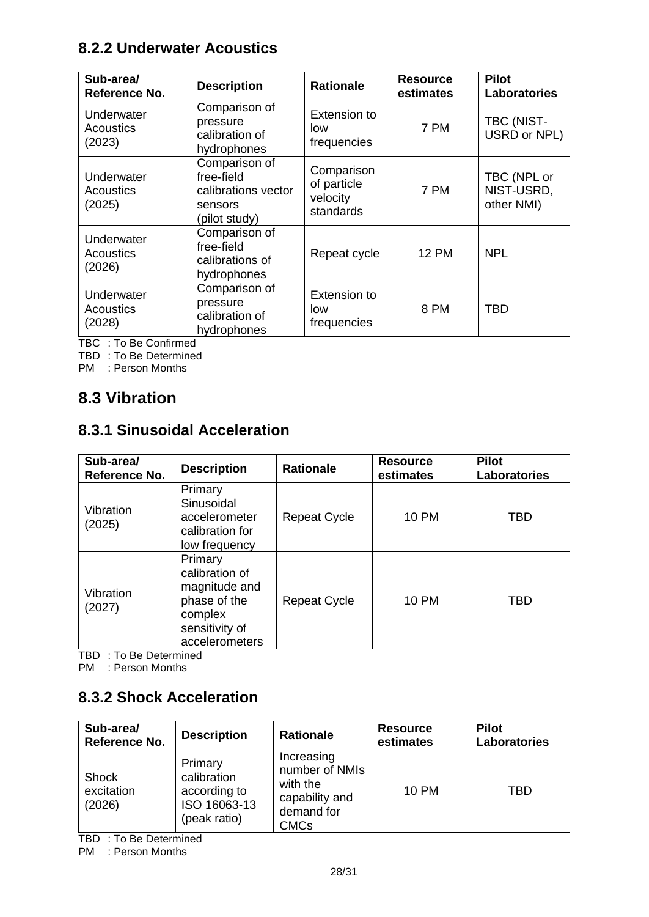### 8.2.2 Underwater Acoustics

| Sub-area/ Reference No. | Description | Rationale | Resource estimates | Pilot Laboratories |
|---|---|---|---|---|
| Underwater Acoustics (2023) | Comparison of pressure calibration of hydrophones | Extension to low frequencies | 7 PM | TBC (NIST-USRD or NPL) |
| Underwater Acoustics (2025) | Comparison of free-field calibrations vector sensors (pilot study) | Comparison of particle velocity standards | 7 PM | TBC (NPL or NIST-USRD, other NMI) |
| Underwater Acoustics (2026) | Comparison of free-field calibrations of hydrophones | Repeat cycle | 12 PM | NPL |
| Underwater Acoustics (2028) | Comparison of pressure calibration of hydrophones | Extension to low frequencies | 8 PM | TBD |

TBC : To Be Confirmed
TBD : To Be Determined
PM : Person Months

## 8.3 Vibration

### 8.3.1 Sinusoidal Acceleration

| Sub-area/ Reference No. | Description | Rationale | Resource estimates | Pilot Laboratories |
|---|---|---|---|---|
| Vibration (2025) | Primary Sinusoidal accelerometer calibration for low frequency | Repeat Cycle | 10 PM | TBD |
| Vibration (2027) | Primary calibration of magnitude and phase of the complex sensitivity of accelerometers | Repeat Cycle | 10 PM | TBD |

TBD : To Be Determined
PM : Person Months

### 8.3.2 Shock Acceleration

| Sub-area/ Reference No. | Description | Rationale | Resource estimates | Pilot Laboratories |
|---|---|---|---|---|
| Shock excitation (2026) | Primary calibration according to ISO 16063-13 (peak ratio) | Increasing number of NMIs with the capability and demand for CMCs | 10 PM | TBD |

TBD : To Be Determined
PM : Person Months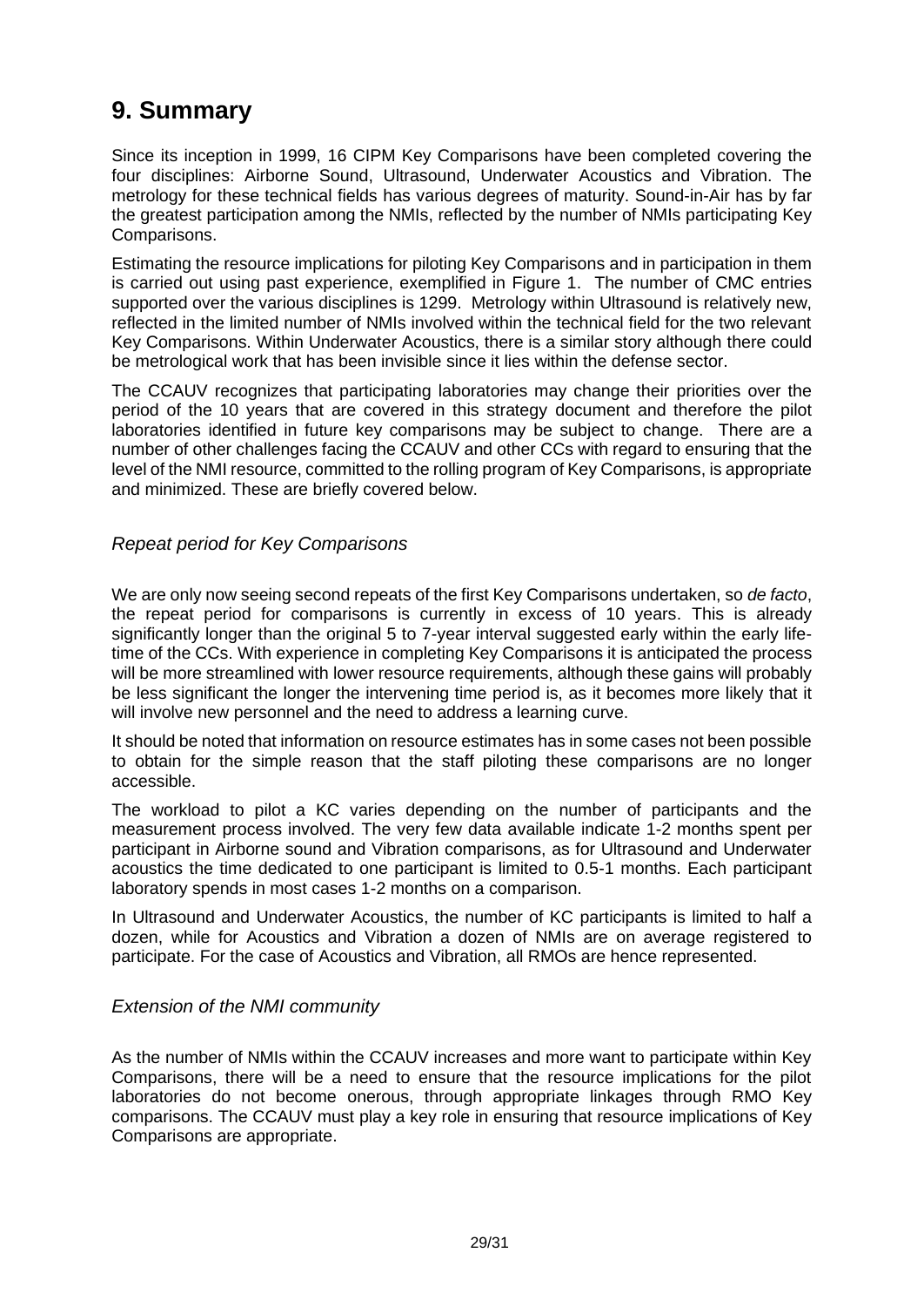# 9. Summary

Since its inception in 1999, 16 CIPM Key Comparisons have been completed covering the four disciplines: Airborne Sound, Ultrasound, Underwater Acoustics and Vibration. The metrology for these technical fields has various degrees of maturity. Sound-in-Air has by far the greatest participation among the NMIs, reflected by the number of NMIs participating Key Comparisons.

Estimating the resource implications for piloting Key Comparisons and in participation in them is carried out using past experience, exemplified in Figure 1. The number of CMC entries supported over the various disciplines is 1299. Metrology within Ultrasound is relatively new, reflected in the limited number of NMIs involved within the technical field for the two relevant Key Comparisons. Within Underwater Acoustics, there is a similar story although there could be metrological work that has been invisible since it lies within the defense sector.

The CCAUV recognizes that participating laboratories may change their priorities over the period of the 10 years that are covered in this strategy document and therefore the pilot laboratories identified in future key comparisons may be subject to change. There are a number of other challenges facing the CCAUV and other CCs with regard to ensuring that the level of the NMI resource, committed to the rolling program of Key Comparisons, is appropriate and minimized. These are briefly covered below.

### *Repeat period for Key Comparisons*

We are only now seeing second repeats of the first Key Comparisons undertaken, so *de facto*, the repeat period for comparisons is currently in excess of 10 years. This is already significantly longer than the original 5 to 7-year interval suggested early within the early life-time of the CCs. With experience in completing Key Comparisons it is anticipated the process will be more streamlined with lower resource requirements, although these gains will probably be less significant the longer the intervening time period is, as it becomes more likely that it will involve new personnel and the need to address a learning curve.

It should be noted that information on resource estimates has in some cases not been possible to obtain for the simple reason that the staff piloting these comparisons are no longer accessible.

The workload to pilot a KC varies depending on the number of participants and the measurement process involved. The very few data available indicate 1-2 months spent per participant in Airborne sound and Vibration comparisons, as for Ultrasound and Underwater acoustics the time dedicated to one participant is limited to 0.5-1 months. Each participant laboratory spends in most cases 1-2 months on a comparison.

In Ultrasound and Underwater Acoustics, the number of KC participants is limited to half a dozen, while for Acoustics and Vibration a dozen of NMIs are on average registered to participate. For the case of Acoustics and Vibration, all RMOs are hence represented.

### *Extension of the NMI community*

As the number of NMIs within the CCAUV increases and more want to participate within Key Comparisons, there will be a need to ensure that the resource implications for the pilot laboratories do not become onerous, through appropriate linkages through RMO Key comparisons. The CCAUV must play a key role in ensuring that resource implications of Key Comparisons are appropriate.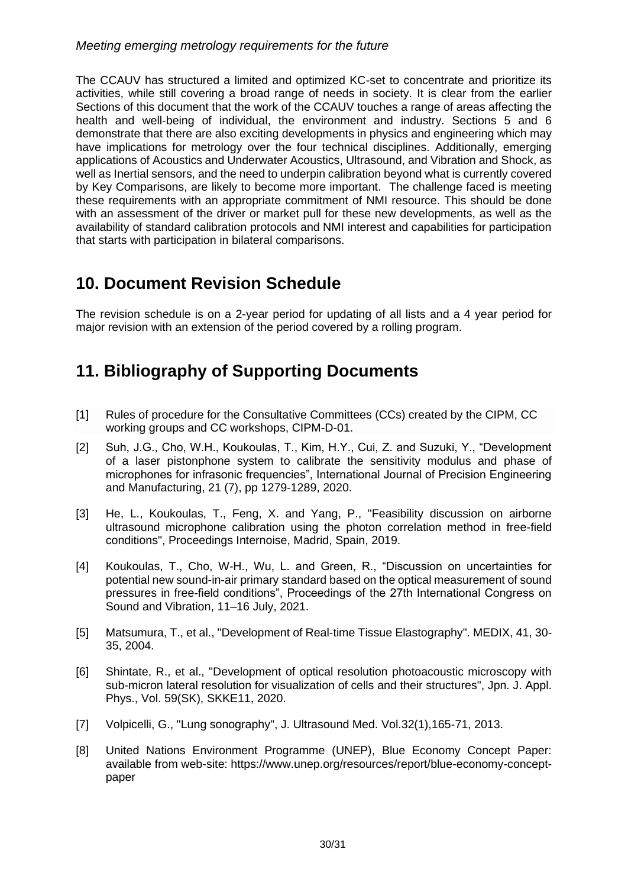*Meeting emerging metrology requirements for the future*

The CCAUV has structured a limited and optimized KC-set to concentrate and prioritize its activities, while still covering a broad range of needs in society. It is clear from the earlier Sections of this document that the work of the CCAUV touches a range of areas affecting the health and well-being of individual, the environment and industry. Sections 5 and 6 demonstrate that there are also exciting developments in physics and engineering which may have implications for metrology over the four technical disciplines. Additionally, emerging applications of Acoustics and Underwater Acoustics, Ultrasound, and Vibration and Shock, as well as Inertial sensors, and the need to underpin calibration beyond what is currently covered by Key Comparisons, are likely to become more important. The challenge faced is meeting these requirements with an appropriate commitment of NMI resource. This should be done with an assessment of the driver or market pull for these new developments, as well as the availability of standard calibration protocols and NMI interest and capabilities for participation that starts with participation in bilateral comparisons.

## 10. Document Revision Schedule

The revision schedule is on a 2-year period for updating of all lists and a 4 year period for major revision with an extension of the period covered by a rolling program.

## 11. Bibliography of Supporting Documents

[1] Rules of procedure for the Consultative Committees (CCs) created by the CIPM, CC working groups and CC workshops, CIPM-D-01.

[2] Suh, J.G., Cho, W.H., Koukoulas, T., Kim, H.Y., Cui, Z. and Suzuki, Y., "Development of a laser pistonphone system to calibrate the sensitivity modulus and phase of microphones for infrasonic frequencies", International Journal of Precision Engineering and Manufacturing, 21 (7), pp 1279-1289, 2020.

[3] He, L., Koukoulas, T., Feng, X. and Yang, P., "Feasibility discussion on airborne ultrasound microphone calibration using the photon correlation method in free-field conditions", Proceedings Internoise, Madrid, Spain, 2019.

[4] Koukoulas, T., Cho, W-H., Wu, L. and Green, R., "Discussion on uncertainties for potential new sound-in-air primary standard based on the optical measurement of sound pressures in free-field conditions", Proceedings of the 27th International Congress on Sound and Vibration, 11–16 July, 2021.

[5] Matsumura, T., et al., "Development of Real-time Tissue Elastography". MEDIX, 41, 30-35, 2004.

[6] Shintate, R., et al., "Development of optical resolution photoacoustic microscopy with sub-micron lateral resolution for visualization of cells and their structures", Jpn. J. Appl. Phys., Vol. 59(SK), SKKE11, 2020.

[7] Volpicelli, G., "Lung sonography", J. Ultrasound Med. Vol.32(1),165-71, 2013.

[8] United Nations Environment Programme (UNEP), Blue Economy Concept Paper: available from web-site: https://www.unep.org/resources/report/blue-economy-concept-paper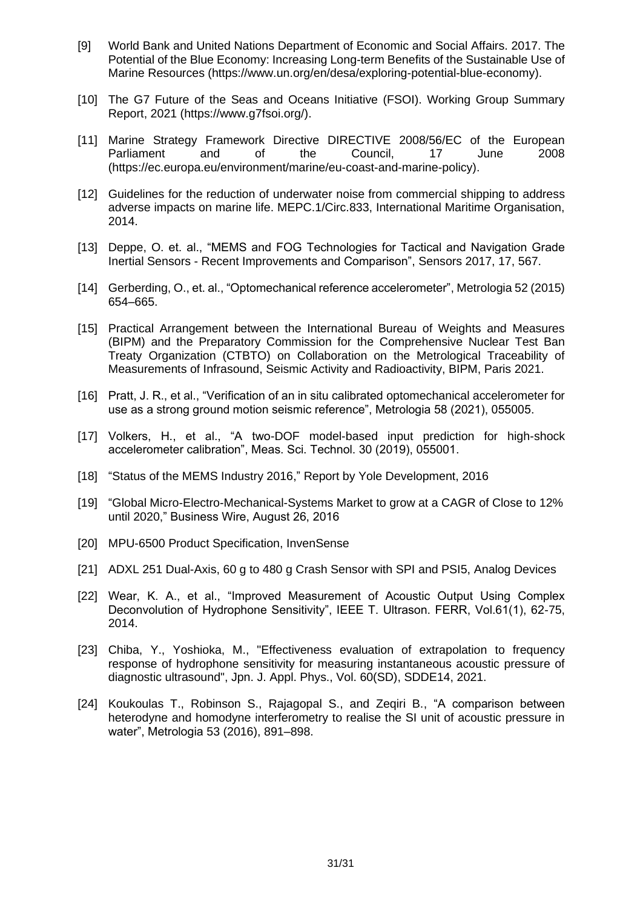[9] World Bank and United Nations Department of Economic and Social Affairs. 2017. The Potential of the Blue Economy: Increasing Long-term Benefits of the Sustainable Use of Marine Resources (https://www.un.org/en/desa/exploring-potential-blue-economy).

[10] The G7 Future of the Seas and Oceans Initiative (FSOI). Working Group Summary Report, 2021 (https://www.g7fsoi.org/).

[11] Marine Strategy Framework Directive DIRECTIVE 2008/56/EC of the European Parliament and of the Council, 17 June 2008 (https://ec.europa.eu/environment/marine/eu-coast-and-marine-policy).

[12] Guidelines for the reduction of underwater noise from commercial shipping to address adverse impacts on marine life. MEPC.1/Circ.833, International Maritime Organisation, 2014.

[13] Deppe, O. et. al., "MEMS and FOG Technologies for Tactical and Navigation Grade Inertial Sensors - Recent Improvements and Comparison", Sensors 2017, 17, 567.

[14] Gerberding, O., et. al., "Optomechanical reference accelerometer", Metrologia 52 (2015) 654–665.

[15] Practical Arrangement between the International Bureau of Weights and Measures (BIPM) and the Preparatory Commission for the Comprehensive Nuclear Test Ban Treaty Organization (CTBTO) on Collaboration on the Metrological Traceability of Measurements of Infrasound, Seismic Activity and Radioactivity, BIPM, Paris 2021.

[16] Pratt, J. R., et al., "Verification of an in situ calibrated optomechanical accelerometer for use as a strong ground motion seismic reference", Metrologia 58 (2021), 055005.

[17] Volkers, H., et al., "A two-DOF model-based input prediction for high-shock accelerometer calibration", Meas. Sci. Technol. 30 (2019), 055001.

[18] "Status of the MEMS Industry 2016," Report by Yole Development, 2016

[19] "Global Micro-Electro-Mechanical-Systems Market to grow at a CAGR of Close to 12% until 2020," Business Wire, August 26, 2016

[20] MPU-6500 Product Specification, InvenSense

[21] ADXL 251 Dual-Axis, 60 g to 480 g Crash Sensor with SPI and PSI5, Analog Devices

[22] Wear, K. A., et al., "Improved Measurement of Acoustic Output Using Complex Deconvolution of Hydrophone Sensitivity", IEEE T. Ultrason. FERR, Vol.61(1), 62-75, 2014.

[23] Chiba, Y., Yoshioka, M., "Effectiveness evaluation of extrapolation to frequency response of hydrophone sensitivity for measuring instantaneous acoustic pressure of diagnostic ultrasound", Jpn. J. Appl. Phys., Vol. 60(SD), SDDE14, 2021.

[24] Koukoulas T., Robinson S., Rajagopal S., and Zeqiri B., "A comparison between heterodyne and homodyne interferometry to realise the SI unit of acoustic pressure in water", Metrologia 53 (2016), 891–898.